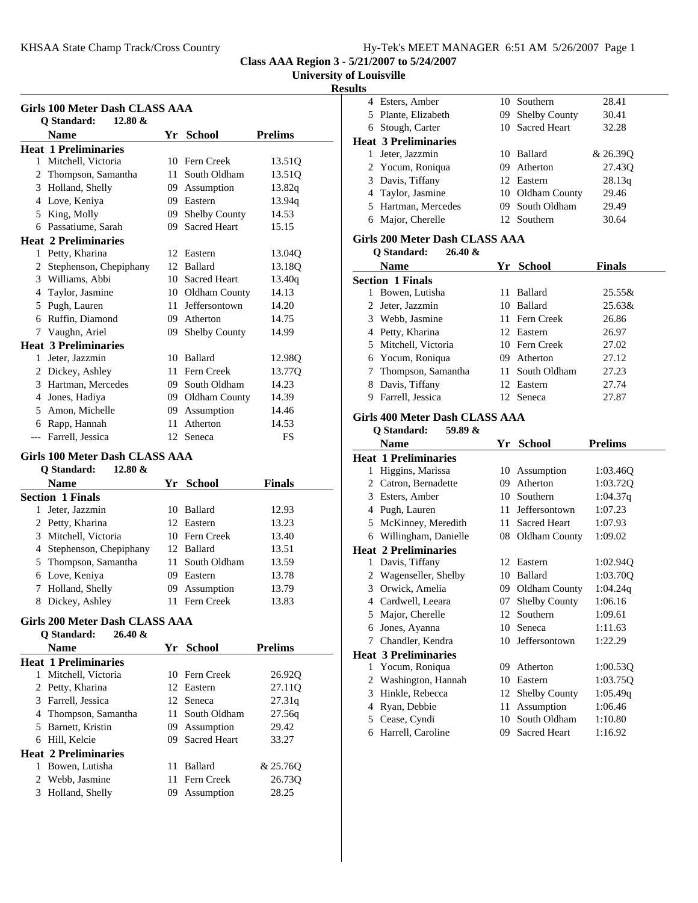KHSAA State Champ Track/Cross Country

**Class AAA Region 3 - 5/21/2007 to 5/24/2007**

**University of Louisville**

**Results**

### Girls 100 Meter Dash CLASS AAA

Q Standard: 12.80 &

| | Name | Yr | School | Prelims |
|---|---|---|---|---|
| **Heat 1 Preliminaries** | | | | |
| 1 | Mitchell, Victoria | 10 | Fern Creek | 13.51Q |
| 2 | Thompson, Samantha | 11 | South Oldham | 13.51Q |
| 3 | Holland, Shelly | 09 | Assumption | 13.82q |
| 4 | Love, Keniya | 09 | Eastern | 13.94q |
| 5 | King, Molly | 09 | Shelby County | 14.53 |
| 6 | Passatiume, Sarah | 09 | Sacred Heart | 15.15 |
| **Heat 2 Preliminaries** | | | | |
| 1 | Petty, Kharina | 12 | Eastern | 13.04Q |
| 2 | Stephenson, Chepiphany | 12 | Ballard | 13.18Q |
| 3 | Williams, Abbi | 10 | Sacred Heart | 13.40q |
| 4 | Taylor, Jasmine | 10 | Oldham County | 14.13 |
| 5 | Pugh, Lauren | 11 | Jeffersontown | 14.20 |
| 6 | Ruffin, Diamond | 09 | Atherton | 14.75 |
| 7 | Vaughn, Ariel | 09 | Shelby County | 14.99 |
| **Heat 3 Preliminaries** | | | | |
| 1 | Jeter, Jazzmin | 10 | Ballard | 12.98Q |
| 2 | Dickey, Ashley | 11 | Fern Creek | 13.77Q |
| 3 | Hartman, Mercedes | 09 | South Oldham | 14.23 |
| 4 | Jones, Hadiya | 09 | Oldham County | 14.39 |
| 5 | Amon, Michelle | 09 | Assumption | 14.46 |
| 6 | Rapp, Hannah | 11 | Atherton | 14.53 |
| --- | Farrell, Jessica | 12 | Seneca | FS |

### Girls 100 Meter Dash CLASS AAA

Q Standard: 12.80 &

| | Name | Yr | School | Finals |
|---|---|---|---|---|
| **Section 1 Finals** | | | | |
| 1 | Jeter, Jazzmin | 10 | Ballard | 12.93 |
| 2 | Petty, Kharina | 12 | Eastern | 13.23 |
| 3 | Mitchell, Victoria | 10 | Fern Creek | 13.40 |
| 4 | Stephenson, Chepiphany | 12 | Ballard | 13.51 |
| 5 | Thompson, Samantha | 11 | South Oldham | 13.59 |
| 6 | Love, Keniya | 09 | Eastern | 13.78 |
| 7 | Holland, Shelly | 09 | Assumption | 13.79 |
| 8 | Dickey, Ashley | 11 | Fern Creek | 13.83 |

### Girls 200 Meter Dash CLASS AAA

Q Standard: 26.40 &

| | Name | Yr | School | Prelims |
|---|---|---|---|---|
| **Heat 1 Preliminaries** | | | | |
| 1 | Mitchell, Victoria | 10 | Fern Creek | 26.92Q |
| 2 | Petty, Kharina | 12 | Eastern | 27.11Q |
| 3 | Farrell, Jessica | 12 | Seneca | 27.31q |
| 4 | Thompson, Samantha | 11 | South Oldham | 27.56q |
| 5 | Barnett, Kristin | 09 | Assumption | 29.42 |
| 6 | Hill, Kelcie | 09 | Sacred Heart | 33.27 |
| **Heat 2 Preliminaries** | | | | |
| 1 | Bowen, Lutisha | 11 | Ballard | & 25.76Q |
| 2 | Webb, Jasmine | 11 | Fern Creek | 26.73Q |
| 3 | Holland, Shelly | 09 | Assumption | 28.25 |
| 4 | Esters, Amber | 10 | Southern | 28.41 |
| 5 | Plante, Elizabeth | 09 | Shelby County | 30.41 |
| 6 | Stough, Carter | 10 | Sacred Heart | 32.28 |
| **Heat 3 Preliminaries** | | | | |
| 1 | Jeter, Jazzmin | 10 | Ballard | & 26.39Q |
| 2 | Yocum, Roniqua | 09 | Atherton | 27.43Q |
| 3 | Davis, Tiffany | 12 | Eastern | 28.13q |
| 4 | Taylor, Jasmine | 10 | Oldham County | 29.46 |
| 5 | Hartman, Mercedes | 09 | South Oldham | 29.49 |
| 6 | Major, Cherelle | 12 | Southern | 30.64 |

### Girls 200 Meter Dash CLASS AAA

Q Standard: 26.40 &

| | Name | Yr | School | Finals |
|---|---|---|---|---|
| **Section 1 Finals** | | | | |
| 1 | Bowen, Lutisha | 11 | Ballard | 25.55& |
| 2 | Jeter, Jazzmin | 10 | Ballard | 25.63& |
| 3 | Webb, Jasmine | 11 | Fern Creek | 26.86 |
| 4 | Petty, Kharina | 12 | Eastern | 26.97 |
| 5 | Mitchell, Victoria | 10 | Fern Creek | 27.02 |
| 6 | Yocum, Roniqua | 09 | Atherton | 27.12 |
| 7 | Thompson, Samantha | 11 | South Oldham | 27.23 |
| 8 | Davis, Tiffany | 12 | Eastern | 27.74 |
| 9 | Farrell, Jessica | 12 | Seneca | 27.87 |

### Girls 400 Meter Dash CLASS AAA

Q Standard: 59.89 &

| | Name | Yr | School | Prelims |
|---|---|---|---|---|
| **Heat 1 Preliminaries** | | | | |
| 1 | Higgins, Marissa | 10 | Assumption | 1:03.46Q |
| 2 | Catron, Bernadette | 09 | Atherton | 1:03.72Q |
| 3 | Esters, Amber | 10 | Southern | 1:04.37q |
| 4 | Pugh, Lauren | 11 | Jeffersontown | 1:07.23 |
| 5 | McKinney, Meredith | 11 | Sacred Heart | 1:07.93 |
| 6 | Willingham, Danielle | 08 | Oldham County | 1:09.02 |
| **Heat 2 Preliminaries** | | | | |
| 1 | Davis, Tiffany | 12 | Eastern | 1:02.94Q |
| 2 | Wagenseller, Shelby | 10 | Ballard | 1:03.70Q |
| 3 | Orwick, Amelia | 09 | Oldham County | 1:04.24q |
| 4 | Cardwell, Leeara | 07 | Shelby County | 1:06.16 |
| 5 | Major, Cherelle | 12 | Southern | 1:09.61 |
| 6 | Jones, Ayanna | 10 | Seneca | 1:11.63 |
| 7 | Chandler, Kendra | 10 | Jeffersontown | 1:22.29 |
| **Heat 3 Preliminaries** | | | | |
| 1 | Yocum, Roniqua | 09 | Atherton | 1:00.53Q |
| 2 | Washington, Hannah | 10 | Eastern | 1:03.75Q |
| 3 | Hinkle, Rebecca | 12 | Shelby County | 1:05.49q |
| 4 | Ryan, Debbie | 11 | Assumption | 1:06.46 |
| 5 | Cease, Cyndi | 10 | South Oldham | 1:10.80 |
| 6 | Harrell, Caroline | 09 | Sacred Heart | 1:16.92 |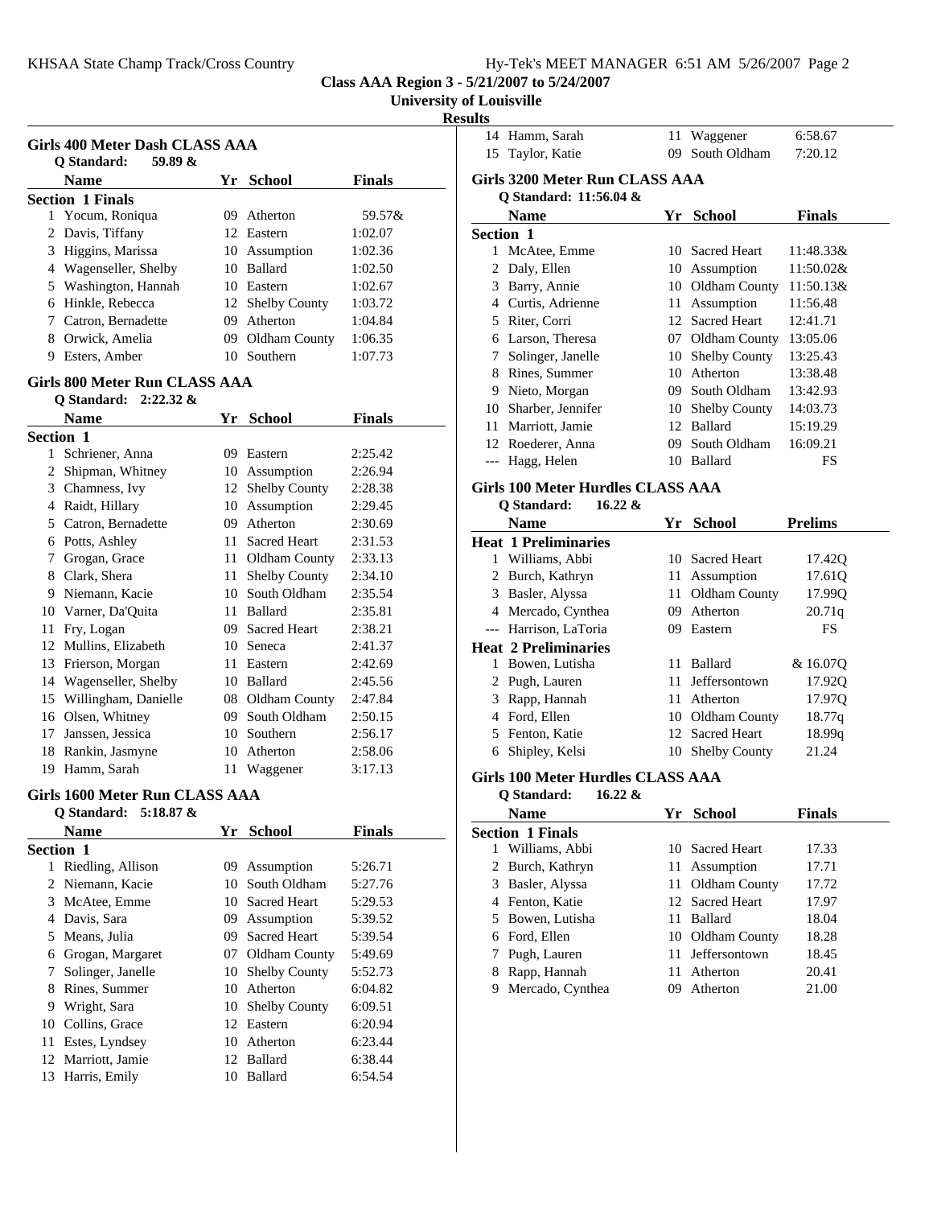Class AAA Region 3 - 5/21/2007 to 5/24/2007

University of Louisville

Results

### Girls 400 Meter Dash CLASS AAA

Q Standard: 59.89 &

| | Name | Yr | School | Finals |
|---|---|---|---|---|
| **Section 1 Finals** | | | | |
| 1 | Yocum, Roniqua | 09 | Atherton | 59.57& |
| 2 | Davis, Tiffany | 12 | Eastern | 1:02.07 |
| 3 | Higgins, Marissa | 10 | Assumption | 1:02.36 |
| 4 | Wagenseller, Shelby | 10 | Ballard | 1:02.50 |
| 5 | Washington, Hannah | 10 | Eastern | 1:02.67 |
| 6 | Hinkle, Rebecca | 12 | Shelby County | 1:03.72 |
| 7 | Catron, Bernadette | 09 | Atherton | 1:04.84 |
| 8 | Orwick, Amelia | 09 | Oldham County | 1:06.35 |
| 9 | Esters, Amber | 10 | Southern | 1:07.73 |

### Girls 800 Meter Run CLASS AAA

Q Standard: 2:22.32 &

| | Name | Yr | School | Finals |
|---|---|---|---|---|
| **Section 1** | | | | |
| 1 | Schriener, Anna | 09 | Eastern | 2:25.42 |
| 2 | Shipman, Whitney | 10 | Assumption | 2:26.94 |
| 3 | Chamness, Ivy | 12 | Shelby County | 2:28.38 |
| 4 | Raidt, Hillary | 10 | Assumption | 2:29.45 |
| 5 | Catron, Bernadette | 09 | Atherton | 2:30.69 |
| 6 | Potts, Ashley | 11 | Sacred Heart | 2:31.53 |
| 7 | Grogan, Grace | 11 | Oldham County | 2:33.13 |
| 8 | Clark, Shera | 11 | Shelby County | 2:34.10 |
| 9 | Niemann, Kacie | 10 | South Oldham | 2:35.54 |
| 10 | Varner, Da'Quita | 11 | Ballard | 2:35.81 |
| 11 | Fry, Logan | 09 | Sacred Heart | 2:38.21 |
| 12 | Mullins, Elizabeth | 10 | Seneca | 2:41.37 |
| 13 | Frierson, Morgan | 11 | Eastern | 2:42.69 |
| 14 | Wagenseller, Shelby | 10 | Ballard | 2:45.56 |
| 15 | Willingham, Danielle | 08 | Oldham County | 2:47.84 |
| 16 | Olsen, Whitney | 09 | South Oldham | 2:50.15 |
| 17 | Janssen, Jessica | 10 | Southern | 2:56.17 |
| 18 | Rankin, Jasmyne | 10 | Atherton | 2:58.06 |
| 19 | Hamm, Sarah | 11 | Waggener | 3:17.13 |

### Girls 1600 Meter Run CLASS AAA

Q Standard: 5:18.87 &

| | Name | Yr | School | Finals |
|---|---|---|---|---|
| **Section 1** | | | | |
| 1 | Riedling, Allison | 09 | Assumption | 5:26.71 |
| 2 | Niemann, Kacie | 10 | South Oldham | 5:27.76 |
| 3 | McAtee, Emme | 10 | Sacred Heart | 5:29.53 |
| 4 | Davis, Sara | 09 | Assumption | 5:39.52 |
| 5 | Means, Julia | 09 | Sacred Heart | 5:39.54 |
| 6 | Grogan, Margaret | 07 | Oldham County | 5:49.69 |
| 7 | Solinger, Janelle | 10 | Shelby County | 5:52.73 |
| 8 | Rines, Summer | 10 | Atherton | 6:04.82 |
| 9 | Wright, Sara | 10 | Shelby County | 6:09.51 |
| 10 | Collins, Grace | 12 | Eastern | 6:20.94 |
| 11 | Estes, Lyndsey | 10 | Atherton | 6:23.44 |
| 12 | Marriott, Jamie | 12 | Ballard | 6:38.44 |
| 13 | Harris, Emily | 10 | Ballard | 6:54.54 |
| 14 | Hamm, Sarah | 11 | Waggener | 6:58.67 |
| 15 | Taylor, Katie | 09 | South Oldham | 7:20.12 |

### Girls 3200 Meter Run CLASS AAA

Q Standard: 11:56.04 &

| | Name | Yr | School | Finals |
|---|---|---|---|---|
| **Section 1** | | | | |
| 1 | McAtee, Emme | 10 | Sacred Heart | 11:48.33& |
| 2 | Daly, Ellen | 10 | Assumption | 11:50.02& |
| 3 | Barry, Annie | 10 | Oldham County | 11:50.13& |
| 4 | Curtis, Adrienne | 11 | Assumption | 11:56.48 |
| 5 | Riter, Corri | 12 | Sacred Heart | 12:41.71 |
| 6 | Larson, Theresa | 07 | Oldham County | 13:05.06 |
| 7 | Solinger, Janelle | 10 | Shelby County | 13:25.43 |
| 8 | Rines, Summer | 10 | Atherton | 13:38.48 |
| 9 | Nieto, Morgan | 09 | South Oldham | 13:42.93 |
| 10 | Sharber, Jennifer | 10 | Shelby County | 14:03.73 |
| 11 | Marriott, Jamie | 12 | Ballard | 15:19.29 |
| 12 | Roederer, Anna | 09 | South Oldham | 16:09.21 |
| --- | Hagg, Helen | 10 | Ballard | FS |

### Girls 100 Meter Hurdles CLASS AAA

Q Standard: 16.22 &

| | Name | Yr | School | Prelims |
|---|---|---|---|---|
| **Heat 1 Preliminaries** | | | | |
| 1 | Williams, Abbi | 10 | Sacred Heart | 17.42Q |
| 2 | Burch, Kathryn | 11 | Assumption | 17.61Q |
| 3 | Basler, Alyssa | 11 | Oldham County | 17.99Q |
| 4 | Mercado, Cynthea | 09 | Atherton | 20.71q |
| --- | Harrison, LaToria | 09 | Eastern | FS |
| **Heat 2 Preliminaries** | | | | |
| 1 | Bowen, Lutisha | 11 | Ballard | & 16.07Q |
| 2 | Pugh, Lauren | 11 | Jeffersontown | 17.92Q |
| 3 | Rapp, Hannah | 11 | Atherton | 17.97Q |
| 4 | Ford, Ellen | 10 | Oldham County | 18.77q |
| 5 | Fenton, Katie | 12 | Sacred Heart | 18.99q |
| 6 | Shipley, Kelsi | 10 | Shelby County | 21.24 |

### Girls 100 Meter Hurdles CLASS AAA

Q Standard: 16.22 &

| | Name | Yr | School | Finals |
|---|---|---|---|---|
| **Section 1 Finals** | | | | |
| 1 | Williams, Abbi | 10 | Sacred Heart | 17.33 |
| 2 | Burch, Kathryn | 11 | Assumption | 17.71 |
| 3 | Basler, Alyssa | 11 | Oldham County | 17.72 |
| 4 | Fenton, Katie | 12 | Sacred Heart | 17.97 |
| 5 | Bowen, Lutisha | 11 | Ballard | 18.04 |
| 6 | Ford, Ellen | 10 | Oldham County | 18.28 |
| 7 | Pugh, Lauren | 11 | Jeffersontown | 18.45 |
| 8 | Rapp, Hannah | 11 | Atherton | 20.41 |
| 9 | Mercado, Cynthea | 09 | Atherton | 21.00 |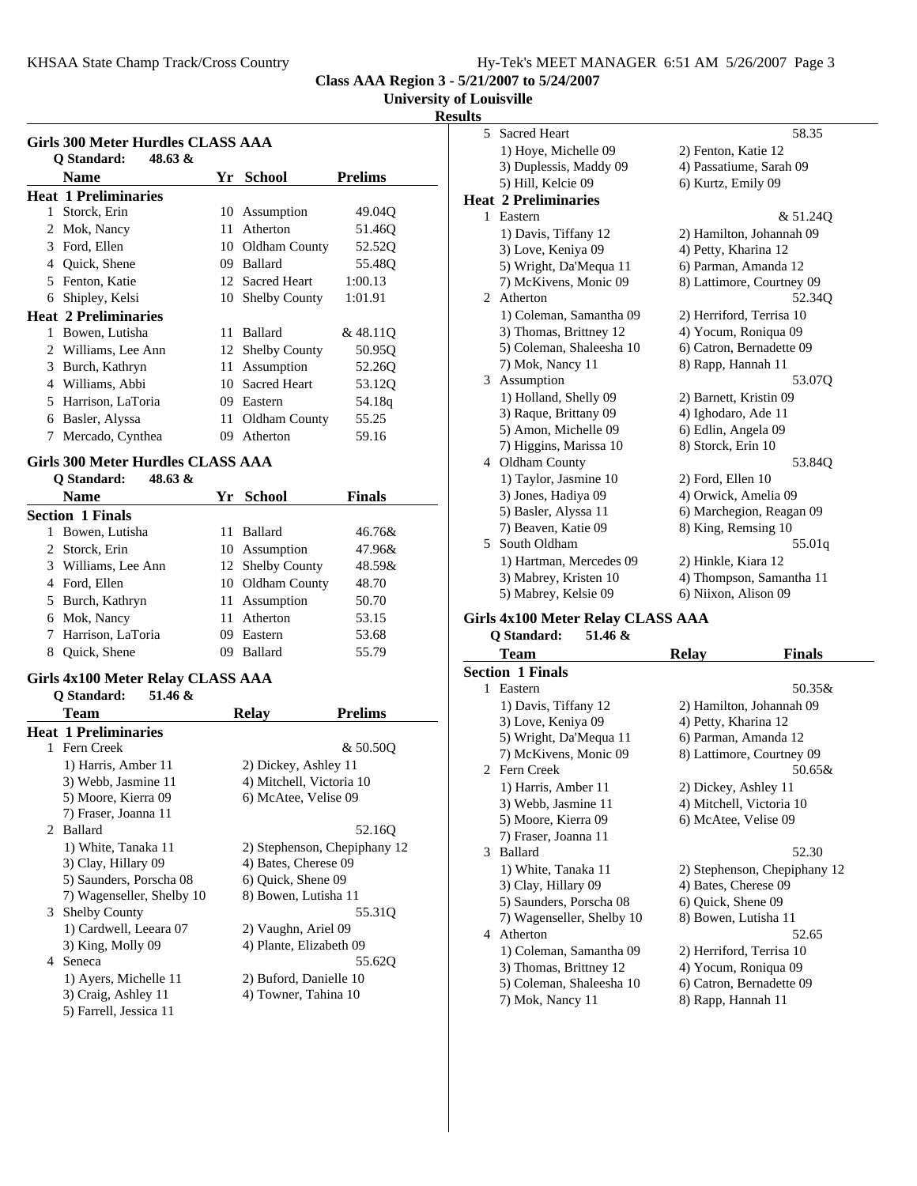Class AAA Region 3 - 5/21/2007 to 5/24/2007
University of Louisville
Results

## Girls 300 Meter Hurdles CLASS AAA

Q Standard: 48.63 &

| | Name | Yr | School | Prelims |
|---|---|---|---|---|
| **Heat 1 Preliminaries** | | | | |
| 1 | Storck, Erin | 10 | Assumption | 49.04Q |
| 2 | Mok, Nancy | 11 | Atherton | 51.46Q |
| 3 | Ford, Ellen | 10 | Oldham County | 52.52Q |
| 4 | Quick, Shene | 09 | Ballard | 55.48Q |
| 5 | Fenton, Katie | 12 | Sacred Heart | 1:00.13 |
| 6 | Shipley, Kelsi | 10 | Shelby County | 1:01.91 |
| **Heat 2 Preliminaries** | | | | |
| 1 | Bowen, Lutisha | 11 | Ballard | & 48.11Q |
| 2 | Williams, Lee Ann | 12 | Shelby County | 50.95Q |
| 3 | Burch, Kathryn | 11 | Assumption | 52.26Q |
| 4 | Williams, Abbi | 10 | Sacred Heart | 53.12Q |
| 5 | Harrison, LaToria | 09 | Eastern | 54.18q |
| 6 | Basler, Alyssa | 11 | Oldham County | 55.25 |
| 7 | Mercado, Cynthea | 09 | Atherton | 59.16 |

## Girls 300 Meter Hurdles CLASS AAA

Q Standard: 48.63 &

| | Name | Yr | School | Finals |
|---|---|---|---|---|
| **Section 1 Finals** | | | | |
| 1 | Bowen, Lutisha | 11 | Ballard | 46.76& |
| 2 | Storck, Erin | 10 | Assumption | 47.96& |
| 3 | Williams, Lee Ann | 12 | Shelby County | 48.59& |
| 4 | Ford, Ellen | 10 | Oldham County | 48.70 |
| 5 | Burch, Kathryn | 11 | Assumption | 50.70 |
| 6 | Mok, Nancy | 11 | Atherton | 53.15 |
| 7 | Harrison, LaToria | 09 | Eastern | 53.68 |
| 8 | Quick, Shene | 09 | Ballard | 55.79 |

## Girls 4x100 Meter Relay CLASS AAA

Q Standard: 51.46 &

| | Team | Relay | Prelims |
|---|---|---|---|
| **Heat 1 Preliminaries** | | | |
| 1 | Fern Creek | | & 50.50Q |
| | 1) Harris, Amber 11 | 2) Dickey, Ashley 11 | |
| | 3) Webb, Jasmine 11 | 4) Mitchell, Victoria 10 | |
| | 5) Moore, Kierra 09 | 6) McAtee, Velise 09 | |
| | 7) Fraser, Joanna 11 | | |
| 2 | Ballard | | 52.16Q |
| | 1) White, Tanaka 11 | 2) Stephenson, Chepiphany 12 | |
| | 3) Clay, Hillary 09 | 4) Bates, Cherese 09 | |
| | 5) Saunders, Porscha 08 | 6) Quick, Shene 09 | |
| | 7) Wagenseller, Shelby 10 | 8) Bowen, Lutisha 11 | |
| 3 | Shelby County | | 55.31Q |
| | 1) Cardwell, Leeara 07 | 2) Vaughn, Ariel 09 | |
| | 3) King, Molly 09 | 4) Plante, Elizabeth 09 | |
| 4 | Seneca | | 55.62Q |
| | 1) Ayers, Michelle 11 | 2) Buford, Danielle 10 | |
| | 3) Craig, Ashley 11 | 4) Towner, Tahina 10 | |
| | 5) Farrell, Jessica 11 | | |
| 5 | Sacred Heart | | 58.35 |
| | 1) Hoye, Michelle 09 | 2) Fenton, Katie 12 | |
| | 3) Duplessis, Maddy 09 | 4) Passatiume, Sarah 09 | |
| | 5) Hill, Kelcie 09 | 6) Kurtz, Emily 09 | |
| **Heat 2 Preliminaries** | | | |
| 1 | Eastern | | & 51.24Q |
| | 1) Davis, Tiffany 12 | 2) Hamilton, Johannah 09 | |
| | 3) Love, Keniya 09 | 4) Petty, Kharina 12 | |
| | 5) Wright, Da'Mequa 11 | 6) Parman, Amanda 12 | |
| | 7) McKivens, Monic 09 | 8) Lattimore, Courtney 09 | |
| 2 | Atherton | | 52.34Q |
| | 1) Coleman, Samantha 09 | 2) Herriford, Terrisa 10 | |
| | 3) Thomas, Brittney 12 | 4) Yocum, Roniqua 09 | |
| | 5) Coleman, Shaleesha 10 | 6) Catron, Bernadette 09 | |
| | 7) Mok, Nancy 11 | 8) Rapp, Hannah 11 | |
| 3 | Assumption | | 53.07Q |
| | 1) Holland, Shelly 09 | 2) Barnett, Kristin 09 | |
| | 3) Raque, Brittany 09 | 4) Ighodaro, Ade 11 | |
| | 5) Amon, Michelle 09 | 6) Edlin, Angela 09 | |
| | 7) Higgins, Marissa 10 | 8) Storck, Erin 10 | |
| 4 | Oldham County | | 53.84Q |
| | 1) Taylor, Jasmine 10 | 2) Ford, Ellen 10 | |
| | 3) Jones, Hadiya 09 | 4) Orwick, Amelia 09 | |
| | 5) Basler, Alyssa 11 | 6) Marchegion, Reagan 09 | |
| | 7) Beaven, Katie 09 | 8) King, Remsing 10 | |
| 5 | South Oldham | | 55.01q |
| | 1) Hartman, Mercedes 09 | 2) Hinkle, Kiara 12 | |
| | 3) Mabrey, Kristen 10 | 4) Thompson, Samantha 11 | |
| | 5) Mabrey, Kelsie 09 | 6) Niixon, Alison 09 | |

## Girls 4x100 Meter Relay CLASS AAA

Q Standard: 51.46 &

| | Team | Relay | Finals |
|---|---|---|---|
| **Section 1 Finals** | | | |
| 1 | Eastern | | 50.35& |
| | 1) Davis, Tiffany 12 | 2) Hamilton, Johannah 09 | |
| | 3) Love, Keniya 09 | 4) Petty, Kharina 12 | |
| | 5) Wright, Da'Mequa 11 | 6) Parman, Amanda 12 | |
| | 7) McKivens, Monic 09 | 8) Lattimore, Courtney 09 | |
| 2 | Fern Creek | | 50.65& |
| | 1) Harris, Amber 11 | 2) Dickey, Ashley 11 | |
| | 3) Webb, Jasmine 11 | 4) Mitchell, Victoria 10 | |
| | 5) Moore, Kierra 09 | 6) McAtee, Velise 09 | |
| | 7) Fraser, Joanna 11 | | |
| 3 | Ballard | | 52.30 |
| | 1) White, Tanaka 11 | 2) Stephenson, Chepiphany 12 | |
| | 3) Clay, Hillary 09 | 4) Bates, Cherese 09 | |
| | 5) Saunders, Porscha 08 | 6) Quick, Shene 09 | |
| | 7) Wagenseller, Shelby 10 | 8) Bowen, Lutisha 11 | |
| 4 | Atherton | | 52.65 |
| | 1) Coleman, Samantha 09 | 2) Herriford, Terrisa 10 | |
| | 3) Thomas, Brittney 12 | 4) Yocum, Roniqua 09 | |
| | 5) Coleman, Shaleesha 10 | 6) Catron, Bernadette 09 | |
| | 7) Mok, Nancy 11 | 8) Rapp, Hannah 11 | |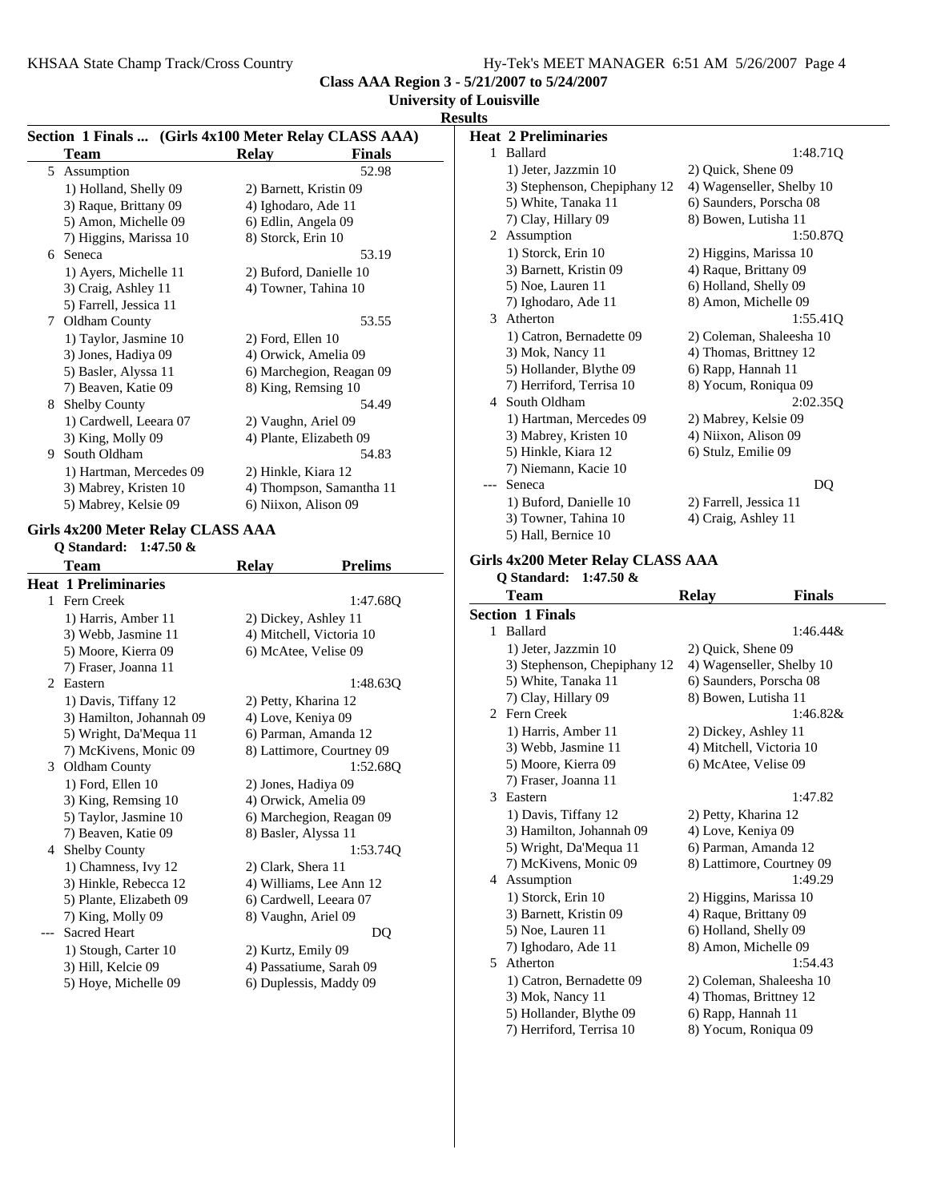**Class AAA Region 3 - 5/21/2007 to 5/24/2007**

**University of Louisville**

**Results**

### Section 1 Finals ... (Girls 4x100 Meter Relay CLASS AAA)

| | Team | Relay | Finals |
|---|---|---|---|
| 5 | Assumption | | 52.98 |
| | 1) Holland, Shelly 09 | 2) Barnett, Kristin 09 | |
| | 3) Raque, Brittany 09 | 4) Ighodaro, Ade 11 | |
| | 5) Amon, Michelle 09 | 6) Edlin, Angela 09 | |
| | 7) Higgins, Marissa 10 | 8) Storck, Erin 10 | |
| 6 | Seneca | | 53.19 |
| | 1) Ayers, Michelle 11 | 2) Buford, Danielle 10 | |
| | 3) Craig, Ashley 11 | 4) Towner, Tahina 10 | |
| | 5) Farrell, Jessica 11 | | |
| 7 | Oldham County | | 53.55 |
| | 1) Taylor, Jasmine 10 | 2) Ford, Ellen 10 | |
| | 3) Jones, Hadiya 09 | 4) Orwick, Amelia 09 | |
| | 5) Basler, Alyssa 11 | 6) Marchegion, Reagan 09 | |
| | 7) Beaven, Katie 09 | 8) King, Remsing 10 | |
| 8 | Shelby County | | 54.49 |
| | 1) Cardwell, Leeara 07 | 2) Vaughn, Ariel 09 | |
| | 3) King, Molly 09 | 4) Plante, Elizabeth 09 | |
| 9 | South Oldham | | 54.83 |
| | 1) Hartman, Mercedes 09 | 2) Hinkle, Kiara 12 | |
| | 3) Mabrey, Kristen 10 | 4) Thompson, Samantha 11 | |
| | 5) Mabrey, Kelsie 09 | 6) Niixon, Alison 09 | |

### Girls 4x200 Meter Relay CLASS AAA

Q Standard: 1:47.50 &

| | Team | Relay | Prelims |
|---|---|---|---|
| **Heat 1 Preliminaries** | | | |
| 1 | Fern Creek | | 1:47.68Q |
| | 1) Harris, Amber 11 | 2) Dickey, Ashley 11 | |
| | 3) Webb, Jasmine 11 | 4) Mitchell, Victoria 10 | |
| | 5) Moore, Kierra 09 | 6) McAtee, Velise 09 | |
| | 7) Fraser, Joanna 11 | | |
| 2 | Eastern | | 1:48.63Q |
| | 1) Davis, Tiffany 12 | 2) Petty, Kharina 12 | |
| | 3) Hamilton, Johannah 09 | 4) Love, Keniya 09 | |
| | 5) Wright, Da'Mequa 11 | 6) Parman, Amanda 12 | |
| | 7) McKivens, Monic 09 | 8) Lattimore, Courtney 09 | |
| 3 | Oldham County | | 1:52.68Q |
| | 1) Ford, Ellen 10 | 2) Jones, Hadiya 09 | |
| | 3) King, Remsing 10 | 4) Orwick, Amelia 09 | |
| | 5) Taylor, Jasmine 10 | 6) Marchegion, Reagan 09 | |
| | 7) Beaven, Katie 09 | 8) Basler, Alyssa 11 | |
| 4 | Shelby County | | 1:53.74Q |
| | 1) Chamness, Ivy 12 | 2) Clark, Shera 11 | |
| | 3) Hinkle, Rebecca 12 | 4) Williams, Lee Ann 12 | |
| | 5) Plante, Elizabeth 09 | 6) Cardwell, Leeara 07 | |
| | 7) King, Molly 09 | 8) Vaughn, Ariel 09 | |
| --- | Sacred Heart | | DQ |
| | 1) Stough, Carter 10 | 2) Kurtz, Emily 09 | |
| | 3) Hill, Kelcie 09 | 4) Passatiume, Sarah 09 | |
| | 5) Hoye, Michelle 09 | 6) Duplessis, Maddy 09 | |
| **Heat 2 Preliminaries** | | | |
| 1 | Ballard | | 1:48.71Q |
| | 1) Jeter, Jazzmin 10 | 2) Quick, Shene 09 | |
| | 3) Stephenson, Chepiphany 12 | 4) Wagenseller, Shelby 10 | |
| | 5) White, Tanaka 11 | 6) Saunders, Porscha 08 | |
| | 7) Clay, Hillary 09 | 8) Bowen, Lutisha 11 | |
| 2 | Assumption | | 1:50.87Q |
| | 1) Storck, Erin 10 | 2) Higgins, Marissa 10 | |
| | 3) Barnett, Kristin 09 | 4) Raque, Brittany 09 | |
| | 5) Noe, Lauren 11 | 6) Holland, Shelly 09 | |
| | 7) Ighodaro, Ade 11 | 8) Amon, Michelle 09 | |
| 3 | Atherton | | 1:55.41Q |
| | 1) Catron, Bernadette 09 | 2) Coleman, Shaleesha 10 | |
| | 3) Mok, Nancy 11 | 4) Thomas, Brittney 12 | |
| | 5) Hollander, Blythe 09 | 6) Rapp, Hannah 11 | |
| | 7) Herriford, Terrisa 10 | 8) Yocum, Roniqua 09 | |
| 4 | South Oldham | | 2:02.35Q |
| | 1) Hartman, Mercedes 09 | 2) Mabrey, Kelsie 09 | |
| | 3) Mabrey, Kristen 10 | 4) Niixon, Alison 09 | |
| | 5) Hinkle, Kiara 12 | 6) Stulz, Emilie 09 | |
| | 7) Niemann, Kacie 10 | | |
| --- | Seneca | | DQ |
| | 1) Buford, Danielle 10 | 2) Farrell, Jessica 11 | |
| | 3) Towner, Tahina 10 | 4) Craig, Ashley 11 | |
| | 5) Hall, Bernice 10 | | |

### Girls 4x200 Meter Relay CLASS AAA

Q Standard: 1:47.50 &

| | Team | Relay | Finals |
|---|---|---|---|
| **Section 1 Finals** | | | |
| 1 | Ballard | | 1:46.44& |
| | 1) Jeter, Jazzmin 10 | 2) Quick, Shene 09 | |
| | 3) Stephenson, Chepiphany 12 | 4) Wagenseller, Shelby 10 | |
| | 5) White, Tanaka 11 | 6) Saunders, Porscha 08 | |
| | 7) Clay, Hillary 09 | 8) Bowen, Lutisha 11 | |
| 2 | Fern Creek | | 1:46.82& |
| | 1) Harris, Amber 11 | 2) Dickey, Ashley 11 | |
| | 3) Webb, Jasmine 11 | 4) Mitchell, Victoria 10 | |
| | 5) Moore, Kierra 09 | 6) McAtee, Velise 09 | |
| | 7) Fraser, Joanna 11 | | |
| 3 | Eastern | | 1:47.82 |
| | 1) Davis, Tiffany 12 | 2) Petty, Kharina 12 | |
| | 3) Hamilton, Johannah 09 | 4) Love, Keniya 09 | |
| | 5) Wright, Da'Mequa 11 | 6) Parman, Amanda 12 | |
| | 7) McKivens, Monic 09 | 8) Lattimore, Courtney 09 | |
| 4 | Assumption | | 1:49.29 |
| | 1) Storck, Erin 10 | 2) Higgins, Marissa 10 | |
| | 3) Barnett, Kristin 09 | 4) Raque, Brittany 09 | |
| | 5) Noe, Lauren 11 | 6) Holland, Shelly 09 | |
| | 7) Ighodaro, Ade 11 | 8) Amon, Michelle 09 | |
| 5 | Atherton | | 1:54.43 |
| | 1) Catron, Bernadette 09 | 2) Coleman, Shaleesha 10 | |
| | 3) Mok, Nancy 11 | 4) Thomas, Brittney 12 | |
| | 5) Hollander, Blythe 09 | 6) Rapp, Hannah 11 | |
| | 7) Herriford, Terrisa 10 | 8) Yocum, Roniqua 09 | |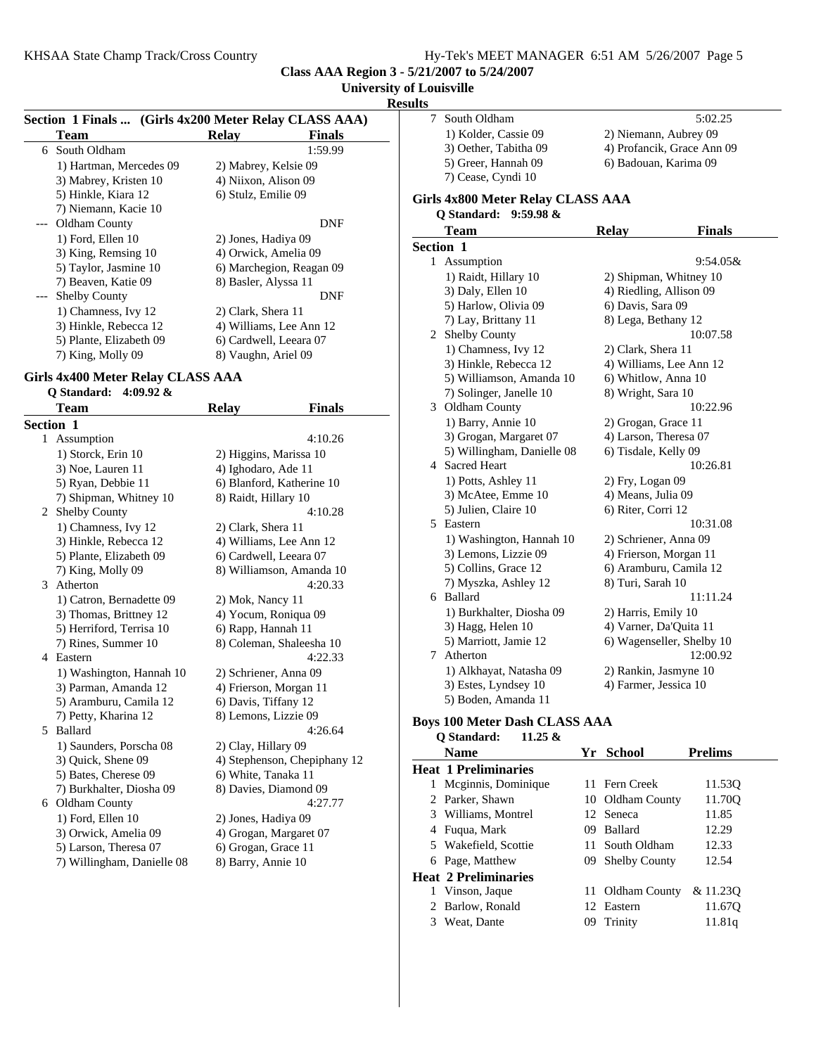**Class AAA Region 3 - 5/21/2007 to 5/24/2007**

**University of Louisville**

**Results**

### Section 1 Finals ... (Girls 4x200 Meter Relay CLASS AAA)

| | Team | Relay | Finals |
|---|---|---|---|
| 6 | South Oldham | | 1:59.99 |
| | 1) Hartman, Mercedes 09 | 2) Mabrey, Kelsie 09 | |
| | 3) Mabrey, Kristen 10 | 4) Niixon, Alison 09 | |
| | 5) Hinkle, Kiara 12 | 6) Stulz, Emilie 09 | |
| | 7) Niemann, Kacie 10 | | |
| --- | Oldham County | | DNF |
| | 1) Ford, Ellen 10 | 2) Jones, Hadiya 09 | |
| | 3) King, Remsing 10 | 4) Orwick, Amelia 09 | |
| | 5) Taylor, Jasmine 10 | 6) Marchegion, Reagan 09 | |
| | 7) Beaven, Katie 09 | 8) Basler, Alyssa 11 | |
| --- | Shelby County | | DNF |
| | 1) Chamness, Ivy 12 | 2) Clark, Shera 11 | |
| | 3) Hinkle, Rebecca 12 | 4) Williams, Lee Ann 12 | |
| | 5) Plante, Elizabeth 09 | 6) Cardwell, Leeara 07 | |
| | 7) King, Molly 09 | 8) Vaughn, Ariel 09 | |

### Girls 4x400 Meter Relay CLASS AAA

Q Standard: 4:09.92 &

| | Team | Relay | Finals |
|---|---|---|---|
| **Section 1** | | | |
| 1 | Assumption | | 4:10.26 |
| | 1) Storck, Erin 10 | 2) Higgins, Marissa 10 | |
| | 3) Noe, Lauren 11 | 4) Ighodaro, Ade 11 | |
| | 5) Ryan, Debbie 11 | 6) Blanford, Katherine 10 | |
| | 7) Shipman, Whitney 10 | 8) Raidt, Hillary 10 | |
| 2 | Shelby County | | 4:10.28 |
| | 1) Chamness, Ivy 12 | 2) Clark, Shera 11 | |
| | 3) Hinkle, Rebecca 12 | 4) Williams, Lee Ann 12 | |
| | 5) Plante, Elizabeth 09 | 6) Cardwell, Leeara 07 | |
| | 7) King, Molly 09 | 8) Williamson, Amanda 10 | |
| 3 | Atherton | | 4:20.33 |
| | 1) Catron, Bernadette 09 | 2) Mok, Nancy 11 | |
| | 3) Thomas, Brittney 12 | 4) Yocum, Roniqua 09 | |
| | 5) Herriford, Terrisa 10 | 6) Rapp, Hannah 11 | |
| | 7) Rines, Summer 10 | 8) Coleman, Shaleesha 10 | |
| 4 | Eastern | | 4:22.33 |
| | 1) Washington, Hannah 10 | 2) Schriener, Anna 09 | |
| | 3) Parman, Amanda 12 | 4) Frierson, Morgan 11 | |
| | 5) Aramburu, Camila 12 | 6) Davis, Tiffany 12 | |
| | 7) Petty, Kharina 12 | 8) Lemons, Lizzie 09 | |
| 5 | Ballard | | 4:26.64 |
| | 1) Saunders, Porscha 08 | 2) Clay, Hillary 09 | |
| | 3) Quick, Shene 09 | 4) Stephenson, Chepiphany 12 | |
| | 5) Bates, Cherese 09 | 6) White, Tanaka 11 | |
| | 7) Burkhalter, Diosha 09 | 8) Davies, Diamond 09 | |
| 6 | Oldham County | | 4:27.77 |
| | 1) Ford, Ellen 10 | 2) Jones, Hadiya 09 | |
| | 3) Orwick, Amelia 09 | 4) Grogan, Margaret 07 | |
| | 5) Larson, Theresa 07 | 6) Grogan, Grace 11 | |
| | 7) Willingham, Danielle 08 | 8) Barry, Annie 10 | |
| 7 | South Oldham | | 5:02.25 |
| | 1) Kolder, Cassie 09 | 2) Niemann, Aubrey 09 | |
| | 3) Oether, Tabitha 09 | 4) Profancik, Grace Ann 09 | |
| | 5) Greer, Hannah 09 | 6) Badouan, Karima 09 | |
| | 7) Cease, Cyndi 10 | | |

### Girls 4x800 Meter Relay CLASS AAA

Q Standard: 9:59.98 &

| | Team | Relay | Finals |
|---|---|---|---|
| **Section 1** | | | |
| 1 | Assumption | | 9:54.05& |
| | 1) Raidt, Hillary 10 | 2) Shipman, Whitney 10 | |
| | 3) Daly, Ellen 10 | 4) Riedling, Allison 09 | |
| | 5) Harlow, Olivia 09 | 6) Davis, Sara 09 | |
| | 7) Lay, Brittany 11 | 8) Lega, Bethany 12 | |
| 2 | Shelby County | | 10:07.58 |
| | 1) Chamness, Ivy 12 | 2) Clark, Shera 11 | |
| | 3) Hinkle, Rebecca 12 | 4) Williams, Lee Ann 12 | |
| | 5) Williamson, Amanda 10 | 6) Whitlow, Anna 10 | |
| | 7) Solinger, Janelle 10 | 8) Wright, Sara 10 | |
| 3 | Oldham County | | 10:22.96 |
| | 1) Barry, Annie 10 | 2) Grogan, Grace 11 | |
| | 3) Grogan, Margaret 07 | 4) Larson, Theresa 07 | |
| | 5) Willingham, Danielle 08 | 6) Tisdale, Kelly 09 | |
| 4 | Sacred Heart | | 10:26.81 |
| | 1) Potts, Ashley 11 | 2) Fry, Logan 09 | |
| | 3) McAtee, Emme 10 | 4) Means, Julia 09 | |
| | 5) Julien, Claire 10 | 6) Riter, Corri 12 | |
| 5 | Eastern | | 10:31.08 |
| | 1) Washington, Hannah 10 | 2) Schriener, Anna 09 | |
| | 3) Lemons, Lizzie 09 | 4) Frierson, Morgan 11 | |
| | 5) Collins, Grace 12 | 6) Aramburu, Camila 12 | |
| | 7) Myszka, Ashley 12 | 8) Turi, Sarah 10 | |
| 6 | Ballard | | 11:11.24 |
| | 1) Burkhalter, Diosha 09 | 2) Harris, Emily 10 | |
| | 3) Hagg, Helen 10 | 4) Varner, Da'Quita 11 | |
| | 5) Marriott, Jamie 12 | 6) Wagenseller, Shelby 10 | |
| 7 | Atherton | | 12:00.92 |
| | 1) Alkhayat, Natasha 09 | 2) Rankin, Jasmyne 10 | |
| | 3) Estes, Lyndsey 10 | 4) Farmer, Jessica 10 | |
| | 5) Boden, Amanda 11 | | |

### Boys 100 Meter Dash CLASS AAA

Q Standard: 11.25 &

| | Name | Yr | School | Prelims |
|---|---|---|---|---|
| **Heat 1 Preliminaries** | | | | |
| 1 | Mcginnis, Dominique | 11 | Fern Creek | 11.53Q |
| 2 | Parker, Shawn | 10 | Oldham County | 11.70Q |
| 3 | Williams, Montrel | 12 | Seneca | 11.85 |
| 4 | Fuqua, Mark | 09 | Ballard | 12.29 |
| 5 | Wakefield, Scottie | 11 | South Oldham | 12.33 |
| 6 | Page, Matthew | 09 | Shelby County | 12.54 |
| **Heat 2 Preliminaries** | | | | |
| 1 | Vinson, Jaque | 11 | Oldham County | & 11.23Q |
| 2 | Barlow, Ronald | 12 | Eastern | 11.67Q |
| 3 | Weat, Dante | 09 | Trinity | 11.81q |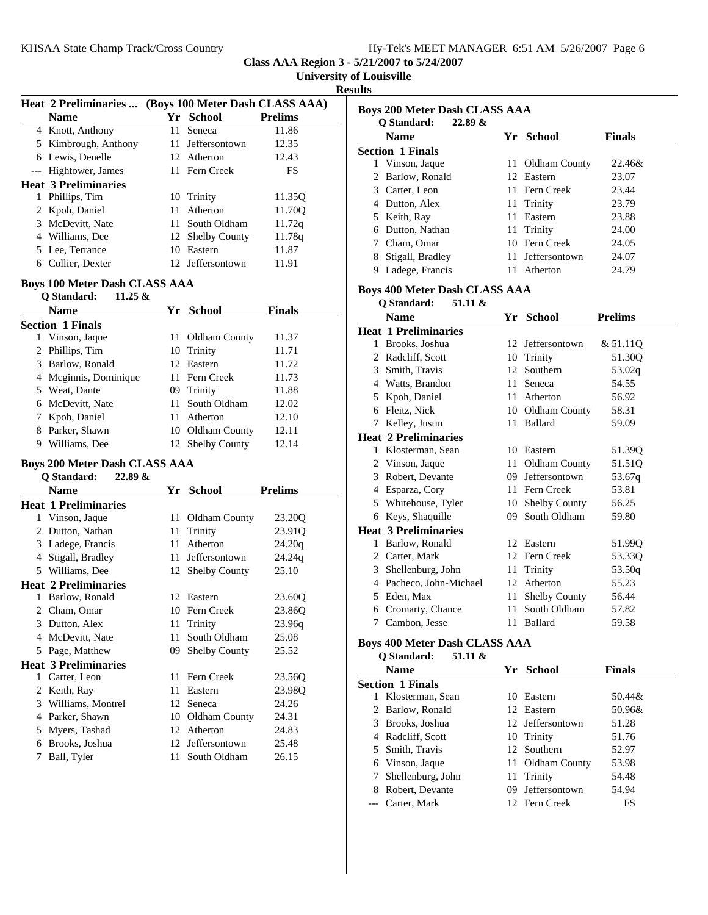Class AAA Region 3 - 5/21/2007 to 5/24/2007

University of Louisville

Results

**Heat 2 Preliminaries ... (Boys 100 Meter Dash CLASS AAA)**

| | Name | Yr | School | Prelims |
|---|---|---|---|---|
| 4 | Knott, Anthony | 11 | Seneca | 11.86 |
| 5 | Kimbrough, Anthony | 11 | Jeffersontown | 12.35 |
| 6 | Lewis, Denelle | 12 | Atherton | 12.43 |
| --- | Hightower, James | 11 | Fern Creek | FS |
| **Heat 3 Preliminaries** | | | | |
| 1 | Phillips, Tim | 10 | Trinity | 11.35Q |
| 2 | Kpoh, Daniel | 11 | Atherton | 11.70Q |
| 3 | McDevitt, Nate | 11 | South Oldham | 11.72q |
| 4 | Williams, Dee | 12 | Shelby County | 11.78q |
| 5 | Lee, Terrance | 10 | Eastern | 11.87 |
| 6 | Collier, Dexter | 12 | Jeffersontown | 11.91 |

### Boys 100 Meter Dash CLASS AAA

Q Standard: 11.25 &

| | Name | Yr | School | Finals |
|---|---|---|---|---|
| **Section 1 Finals** | | | | |
| 1 | Vinson, Jaque | 11 | Oldham County | 11.37 |
| 2 | Phillips, Tim | 10 | Trinity | 11.71 |
| 3 | Barlow, Ronald | 12 | Eastern | 11.72 |
| 4 | Mcginnis, Dominique | 11 | Fern Creek | 11.73 |
| 5 | Weat, Dante | 09 | Trinity | 11.88 |
| 6 | McDevitt, Nate | 11 | South Oldham | 12.02 |
| 7 | Kpoh, Daniel | 11 | Atherton | 12.10 |
| 8 | Parker, Shawn | 10 | Oldham County | 12.11 |
| 9 | Williams, Dee | 12 | Shelby County | 12.14 |

### Boys 200 Meter Dash CLASS AAA

Q Standard: 22.89 &

| | Name | Yr | School | Prelims |
|---|---|---|---|---|
| **Heat 1 Preliminaries** | | | | |
| 1 | Vinson, Jaque | 11 | Oldham County | 23.20Q |
| 2 | Dutton, Nathan | 11 | Trinity | 23.91Q |
| 3 | Ladege, Francis | 11 | Atherton | 24.20q |
| 4 | Stigall, Bradley | 11 | Jeffersontown | 24.24q |
| 5 | Williams, Dee | 12 | Shelby County | 25.10 |
| **Heat 2 Preliminaries** | | | | |
| 1 | Barlow, Ronald | 12 | Eastern | 23.60Q |
| 2 | Cham, Omar | 10 | Fern Creek | 23.86Q |
| 3 | Dutton, Alex | 11 | Trinity | 23.96q |
| 4 | McDevitt, Nate | 11 | South Oldham | 25.08 |
| 5 | Page, Matthew | 09 | Shelby County | 25.52 |
| **Heat 3 Preliminaries** | | | | |
| 1 | Carter, Leon | 11 | Fern Creek | 23.56Q |
| 2 | Keith, Ray | 11 | Eastern | 23.98Q |
| 3 | Williams, Montrel | 12 | Seneca | 24.26 |
| 4 | Parker, Shawn | 10 | Oldham County | 24.31 |
| 5 | Myers, Tashad | 12 | Atherton | 24.83 |
| 6 | Brooks, Joshua | 12 | Jeffersontown | 25.48 |
| 7 | Ball, Tyler | 11 | South Oldham | 26.15 |

### Boys 200 Meter Dash CLASS AAA

Q Standard: 22.89 &

| | Name | Yr | School | Finals |
|---|---|---|---|---|
| **Section 1 Finals** | | | | |
| 1 | Vinson, Jaque | 11 | Oldham County | 22.46& |
| 2 | Barlow, Ronald | 12 | Eastern | 23.07 |
| 3 | Carter, Leon | 11 | Fern Creek | 23.44 |
| 4 | Dutton, Alex | 11 | Trinity | 23.79 |
| 5 | Keith, Ray | 11 | Eastern | 23.88 |
| 6 | Dutton, Nathan | 11 | Trinity | 24.00 |
| 7 | Cham, Omar | 10 | Fern Creek | 24.05 |
| 8 | Stigall, Bradley | 11 | Jeffersontown | 24.07 |
| 9 | Ladege, Francis | 11 | Atherton | 24.79 |

### Boys 400 Meter Dash CLASS AAA

Q Standard: 51.11 &

| | Name | Yr | School | Prelims |
|---|---|---|---|---|
| **Heat 1 Preliminaries** | | | | |
| 1 | Brooks, Joshua | 12 | Jeffersontown | & 51.11Q |
| 2 | Radcliff, Scott | 10 | Trinity | 51.30Q |
| 3 | Smith, Travis | 12 | Southern | 53.02q |
| 4 | Watts, Brandon | 11 | Seneca | 54.55 |
| 5 | Kpoh, Daniel | 11 | Atherton | 56.92 |
| 6 | Fleitz, Nick | 10 | Oldham County | 58.31 |
| 7 | Kelley, Justin | 11 | Ballard | 59.09 |
| **Heat 2 Preliminaries** | | | | |
| 1 | Klosterman, Sean | 10 | Eastern | 51.39Q |
| 2 | Vinson, Jaque | 11 | Oldham County | 51.51Q |
| 3 | Robert, Devante | 09 | Jeffersontown | 53.67q |
| 4 | Esparza, Cory | 11 | Fern Creek | 53.81 |
| 5 | Whitehouse, Tyler | 10 | Shelby County | 56.25 |
| 6 | Keys, Shaquille | 09 | South Oldham | 59.80 |
| **Heat 3 Preliminaries** | | | | |
| 1 | Barlow, Ronald | 12 | Eastern | 51.99Q |
| 2 | Carter, Mark | 12 | Fern Creek | 53.33Q |
| 3 | Shellenburg, John | 11 | Trinity | 53.50q |
| 4 | Pacheco, John-Michael | 12 | Atherton | 55.23 |
| 5 | Eden, Max | 11 | Shelby County | 56.44 |
| 6 | Cromarty, Chance | 11 | South Oldham | 57.82 |
| 7 | Cambon, Jesse | 11 | Ballard | 59.58 |

### Boys 400 Meter Dash CLASS AAA

Q Standard: 51.11 &

| | Name | Yr | School | Finals |
|---|---|---|---|---|
| **Section 1 Finals** | | | | |
| 1 | Klosterman, Sean | 10 | Eastern | 50.44& |
| 2 | Barlow, Ronald | 12 | Eastern | 50.96& |
| 3 | Brooks, Joshua | 12 | Jeffersontown | 51.28 |
| 4 | Radcliff, Scott | 10 | Trinity | 51.76 |
| 5 | Smith, Travis | 12 | Southern | 52.97 |
| 6 | Vinson, Jaque | 11 | Oldham County | 53.98 |
| 7 | Shellenburg, John | 11 | Trinity | 54.48 |
| 8 | Robert, Devante | 09 | Jeffersontown | 54.94 |
| --- | Carter, Mark | 12 | Fern Creek | FS |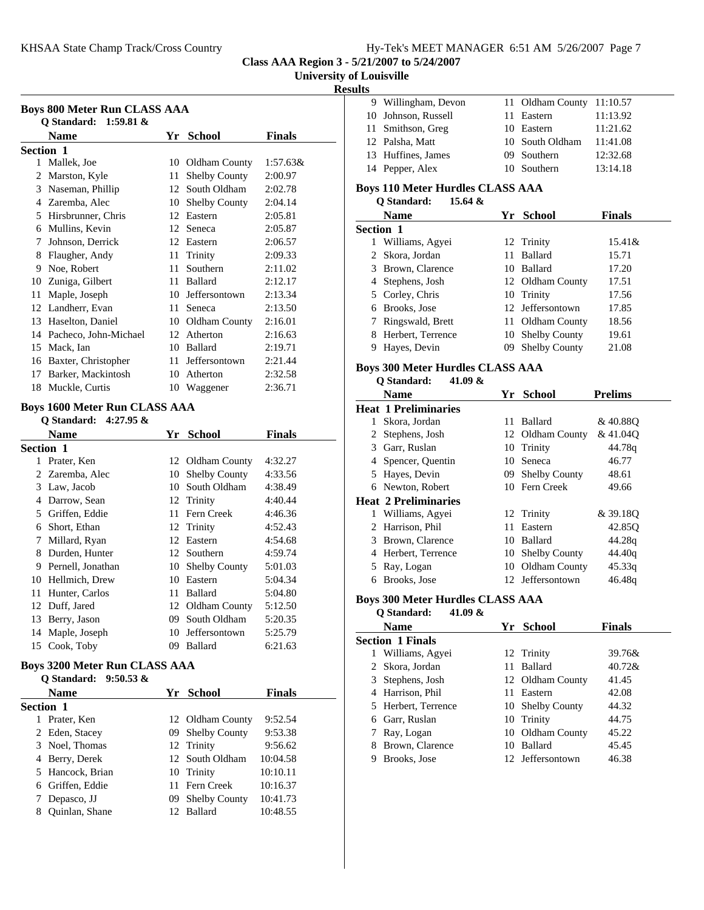**Class AAA Region 3 - 5/21/2007 to 5/24/2007**
**University of Louisville**
**Results**

### Boys 800 Meter Run CLASS AAA

Q Standard: 1:59.81 &

| | Name | Yr | School | Finals |
|---|---|---|---|---|
| **Section 1** | | | | |
| 1 | Mallek, Joe | 10 | Oldham County | 1:57.63& |
| 2 | Marston, Kyle | 11 | Shelby County | 2:00.97 |
| 3 | Naseman, Phillip | 12 | South Oldham | 2:02.78 |
| 4 | Zaremba, Alec | 10 | Shelby County | 2:04.14 |
| 5 | Hirsbrunner, Chris | 12 | Eastern | 2:05.81 |
| 6 | Mullins, Kevin | 12 | Seneca | 2:05.87 |
| 7 | Johnson, Derrick | 12 | Eastern | 2:06.57 |
| 8 | Flaugher, Andy | 11 | Trinity | 2:09.33 |
| 9 | Noe, Robert | 11 | Southern | 2:11.02 |
| 10 | Zuniga, Gilbert | 11 | Ballard | 2:12.17 |
| 11 | Maple, Joseph | 10 | Jeffersontown | 2:13.34 |
| 12 | Landherr, Evan | 11 | Seneca | 2:13.50 |
| 13 | Haselton, Daniel | 10 | Oldham County | 2:16.01 |
| 14 | Pacheco, John-Michael | 12 | Atherton | 2:16.63 |
| 15 | Mack, Ian | 10 | Ballard | 2:19.71 |
| 16 | Baxter, Christopher | 11 | Jeffersontown | 2:21.44 |
| 17 | Barker, Mackintosh | 10 | Atherton | 2:32.58 |
| 18 | Muckle, Curtis | 10 | Waggener | 2:36.71 |

### Boys 1600 Meter Run CLASS AAA

Q Standard: 4:27.95 &

| | Name | Yr | School | Finals |
|---|---|---|---|---|
| **Section 1** | | | | |
| 1 | Prater, Ken | 12 | Oldham County | 4:32.27 |
| 2 | Zaremba, Alec | 10 | Shelby County | 4:33.56 |
| 3 | Law, Jacob | 10 | South Oldham | 4:38.49 |
| 4 | Darrow, Sean | 12 | Trinity | 4:40.44 |
| 5 | Griffen, Eddie | 11 | Fern Creek | 4:46.36 |
| 6 | Short, Ethan | 12 | Trinity | 4:52.43 |
| 7 | Millard, Ryan | 12 | Eastern | 4:54.68 |
| 8 | Durden, Hunter | 12 | Southern | 4:59.74 |
| 9 | Pernell, Jonathan | 10 | Shelby County | 5:01.03 |
| 10 | Hellmich, Drew | 10 | Eastern | 5:04.34 |
| 11 | Hunter, Carlos | 11 | Ballard | 5:04.80 |
| 12 | Duff, Jared | 12 | Oldham County | 5:12.50 |
| 13 | Berry, Jason | 09 | South Oldham | 5:20.35 |
| 14 | Maple, Joseph | 10 | Jeffersontown | 5:25.79 |
| 15 | Cook, Toby | 09 | Ballard | 6:21.63 |

### Boys 3200 Meter Run CLASS AAA

Q Standard: 9:50.53 &

| | Name | Yr | School | Finals |
|---|---|---|---|---|
| **Section 1** | | | | |
| 1 | Prater, Ken | 12 | Oldham County | 9:52.54 |
| 2 | Eden, Stacey | 09 | Shelby County | 9:53.38 |
| 3 | Noel, Thomas | 12 | Trinity | 9:56.62 |
| 4 | Berry, Derek | 12 | South Oldham | 10:04.58 |
| 5 | Hancock, Brian | 10 | Trinity | 10:10.11 |
| 6 | Griffen, Eddie | 11 | Fern Creek | 10:16.37 |
| 7 | Depasco, JJ | 09 | Shelby County | 10:41.73 |
| 8 | Quinlan, Shane | 12 | Ballard | 10:48.55 |
| 9 | Willingham, Devon | 11 | Oldham County | 11:10.57 |
| 10 | Johnson, Russell | 11 | Eastern | 11:13.92 |
| 11 | Smithson, Greg | 10 | Eastern | 11:21.62 |
| 12 | Palsha, Matt | 10 | South Oldham | 11:41.08 |
| 13 | Huffines, James | 09 | Southern | 12:32.68 |
| 14 | Pepper, Alex | 10 | Southern | 13:14.18 |

### Boys 110 Meter Hurdles CLASS AAA

Q Standard: 15.64 &

| | Name | Yr | School | Finals |
|---|---|---|---|---|
| **Section 1** | | | | |
| 1 | Williams, Agyei | 12 | Trinity | 15.41& |
| 2 | Skora, Jordan | 11 | Ballard | 15.71 |
| 3 | Brown, Clarence | 10 | Ballard | 17.20 |
| 4 | Stephens, Josh | 12 | Oldham County | 17.51 |
| 5 | Corley, Chris | 10 | Trinity | 17.56 |
| 6 | Brooks, Jose | 12 | Jeffersontown | 17.85 |
| 7 | Ringswald, Brett | 11 | Oldham County | 18.56 |
| 8 | Herbert, Terrence | 10 | Shelby County | 19.61 |
| 9 | Hayes, Devin | 09 | Shelby County | 21.08 |

### Boys 300 Meter Hurdles CLASS AAA

Q Standard: 41.09 &

| | Name | Yr | School | Prelims |
|---|---|---|---|---|
| **Heat 1 Preliminaries** | | | | |
| 1 | Skora, Jordan | 11 | Ballard | & 40.88Q |
| 2 | Stephens, Josh | 12 | Oldham County | & 41.04Q |
| 3 | Garr, Ruslan | 10 | Trinity | 44.78q |
| 4 | Spencer, Quentin | 10 | Seneca | 46.77 |
| 5 | Hayes, Devin | 09 | Shelby County | 48.61 |
| 6 | Newton, Robert | 10 | Fern Creek | 49.66 |
| **Heat 2 Preliminaries** | | | | |
| 1 | Williams, Agyei | 12 | Trinity | & 39.18Q |
| 2 | Harrison, Phil | 11 | Eastern | 42.85Q |
| 3 | Brown, Clarence | 10 | Ballard | 44.28q |
| 4 | Herbert, Terrence | 10 | Shelby County | 44.40q |
| 5 | Ray, Logan | 10 | Oldham County | 45.33q |
| 6 | Brooks, Jose | 12 | Jeffersontown | 46.48q |

### Boys 300 Meter Hurdles CLASS AAA

Q Standard: 41.09 &

| | Name | Yr | School | Finals |
|---|---|---|---|---|
| **Section 1 Finals** | | | | |
| 1 | Williams, Agyei | 12 | Trinity | 39.76& |
| 2 | Skora, Jordan | 11 | Ballard | 40.72& |
| 3 | Stephens, Josh | 12 | Oldham County | 41.45 |
| 4 | Harrison, Phil | 11 | Eastern | 42.08 |
| 5 | Herbert, Terrence | 10 | Shelby County | 44.32 |
| 6 | Garr, Ruslan | 10 | Trinity | 44.75 |
| 7 | Ray, Logan | 10 | Oldham County | 45.22 |
| 8 | Brown, Clarence | 10 | Ballard | 45.45 |
| 9 | Brooks, Jose | 12 | Jeffersontown | 46.38 |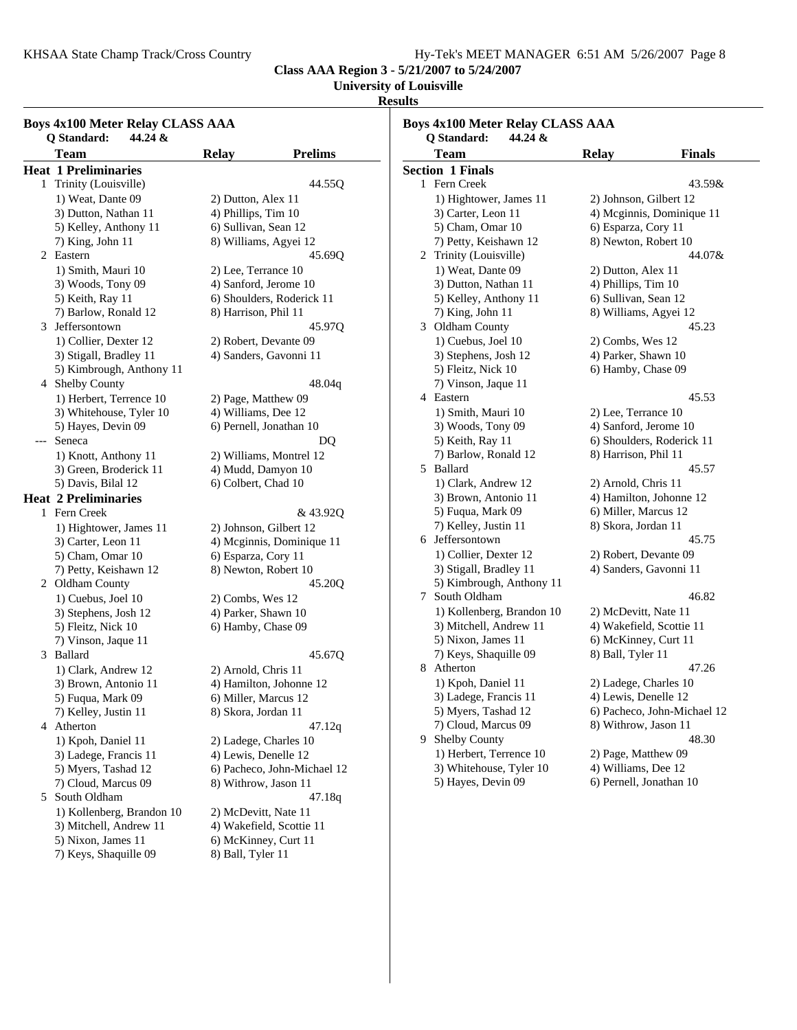**Class AAA Region 3 - 5/21/2007 to 5/24/2007**

**University of Louisville**

**Results**

## Boys 4x100 Meter Relay CLASS AAA

**Q Standard: 44.24 &**

| | Team | Relay | Prelims |
|---|---|---|---|
| **Heat 1 Preliminaries** | | | |
| 1 | Trinity (Louisville) | | 44.55Q |
| | 1) Weat, Dante 09 | 2) Dutton, Alex 11 | |
| | 3) Dutton, Nathan 11 | 4) Phillips, Tim 10 | |
| | 5) Kelley, Anthony 11 | 6) Sullivan, Sean 12 | |
| | 7) King, John 11 | 8) Williams, Agyei 12 | |
| 2 | Eastern | | 45.69Q |
| | 1) Smith, Mauri 10 | 2) Lee, Terrance 10 | |
| | 3) Woods, Tony 09 | 4) Sanford, Jerome 10 | |
| | 5) Keith, Ray 11 | 6) Shoulders, Roderick 11 | |
| | 7) Barlow, Ronald 12 | 8) Harrison, Phil 11 | |
| 3 | Jeffersontown | | 45.97Q |
| | 1) Collier, Dexter 12 | 2) Robert, Devante 09 | |
| | 3) Stigall, Bradley 11 | 4) Sanders, Gavonni 11 | |
| | 5) Kimbrough, Anthony 11 | | |
| 4 | Shelby County | | 48.04q |
| | 1) Herbert, Terrence 10 | 2) Page, Matthew 09 | |
| | 3) Whitehouse, Tyler 10 | 4) Williams, Dee 12 | |
| | 5) Hayes, Devin 09 | 6) Pernell, Jonathan 10 | |
| --- | Seneca | | DQ |
| | 1) Knott, Anthony 11 | 2) Williams, Montrel 12 | |
| | 3) Green, Broderick 11 | 4) Mudd, Damyon 10 | |
| | 5) Davis, Bilal 12 | 6) Colbert, Chad 10 | |
| **Heat 2 Preliminaries** | | | |
| 1 | Fern Creek | | & 43.92Q |
| | 1) Hightower, James 11 | 2) Johnson, Gilbert 12 | |
| | 3) Carter, Leon 11 | 4) Mcginnis, Dominique 11 | |
| | 5) Cham, Omar 10 | 6) Esparza, Cory 11 | |
| | 7) Petty, Keishawn 12 | 8) Newton, Robert 10 | |
| 2 | Oldham County | | 45.20Q |
| | 1) Cuebus, Joel 10 | 2) Combs, Wes 12 | |
| | 3) Stephens, Josh 12 | 4) Parker, Shawn 10 | |
| | 5) Fleitz, Nick 10 | 6) Hamby, Chase 09 | |
| | 7) Vinson, Jaque 11 | | |
| 3 | Ballard | | 45.67Q |
| | 1) Clark, Andrew 12 | 2) Arnold, Chris 11 | |
| | 3) Brown, Antonio 11 | 4) Hamilton, Johonne 12 | |
| | 5) Fuqua, Mark 09 | 6) Miller, Marcus 12 | |
| | 7) Kelley, Justin 11 | 8) Skora, Jordan 11 | |
| 4 | Atherton | | 47.12q |
| | 1) Kpoh, Daniel 11 | 2) Ladege, Charles 10 | |
| | 3) Ladege, Francis 11 | 4) Lewis, Denelle 12 | |
| | 5) Myers, Tashad 12 | 6) Pacheco, John-Michael 12 | |
| | 7) Cloud, Marcus 09 | 8) Withrow, Jason 11 | |
| 5 | South Oldham | | 47.18q |
| | 1) Kollenberg, Brandon 10 | 2) McDevitt, Nate 11 | |
| | 3) Mitchell, Andrew 11 | 4) Wakefield, Scottie 11 | |
| | 5) Nixon, James 11 | 6) McKinney, Curt 11 | |
| | 7) Keys, Shaquille 09 | 8) Ball, Tyler 11 | |

## Boys 4x100 Meter Relay CLASS AAA

**Q Standard: 44.24 &**

| | Team | Relay | Finals |
|---|---|---|---|
| **Section 1 Finals** | | | |
| 1 | Fern Creek | | 43.59& |
| | 1) Hightower, James 11 | 2) Johnson, Gilbert 12 | |
| | 3) Carter, Leon 11 | 4) Mcginnis, Dominique 11 | |
| | 5) Cham, Omar 10 | 6) Esparza, Cory 11 | |
| | 7) Petty, Keishawn 12 | 8) Newton, Robert 10 | |
| 2 | Trinity (Louisville) | | 44.07& |
| | 1) Weat, Dante 09 | 2) Dutton, Alex 11 | |
| | 3) Dutton, Nathan 11 | 4) Phillips, Tim 10 | |
| | 5) Kelley, Anthony 11 | 6) Sullivan, Sean 12 | |
| | 7) King, John 11 | 8) Williams, Agyei 12 | |
| 3 | Oldham County | | 45.23 |
| | 1) Cuebus, Joel 10 | 2) Combs, Wes 12 | |
| | 3) Stephens, Josh 12 | 4) Parker, Shawn 10 | |
| | 5) Fleitz, Nick 10 | 6) Hamby, Chase 09 | |
| | 7) Vinson, Jaque 11 | | |
| 4 | Eastern | | 45.53 |
| | 1) Smith, Mauri 10 | 2) Lee, Terrance 10 | |
| | 3) Woods, Tony 09 | 4) Sanford, Jerome 10 | |
| | 5) Keith, Ray 11 | 6) Shoulders, Roderick 11 | |
| | 7) Barlow, Ronald 12 | 8) Harrison, Phil 11 | |
| 5 | Ballard | | 45.57 |
| | 1) Clark, Andrew 12 | 2) Arnold, Chris 11 | |
| | 3) Brown, Antonio 11 | 4) Hamilton, Johonne 12 | |
| | 5) Fuqua, Mark 09 | 6) Miller, Marcus 12 | |
| | 7) Kelley, Justin 11 | 8) Skora, Jordan 11 | |
| 6 | Jeffersontown | | 45.75 |
| | 1) Collier, Dexter 12 | 2) Robert, Devante 09 | |
| | 3) Stigall, Bradley 11 | 4) Sanders, Gavonni 11 | |
| | 5) Kimbrough, Anthony 11 | | |
| 7 | South Oldham | | 46.82 |
| | 1) Kollenberg, Brandon 10 | 2) McDevitt, Nate 11 | |
| | 3) Mitchell, Andrew 11 | 4) Wakefield, Scottie 11 | |
| | 5) Nixon, James 11 | 6) McKinney, Curt 11 | |
| | 7) Keys, Shaquille 09 | 8) Ball, Tyler 11 | |
| 8 | Atherton | | 47.26 |
| | 1) Kpoh, Daniel 11 | 2) Ladege, Charles 10 | |
| | 3) Ladege, Francis 11 | 4) Lewis, Denelle 12 | |
| | 5) Myers, Tashad 12 | 6) Pacheco, John-Michael 12 | |
| | 7) Cloud, Marcus 09 | 8) Withrow, Jason 11 | |
| 9 | Shelby County | | 48.30 |
| | 1) Herbert, Terrence 10 | 2) Page, Matthew 09 | |
| | 3) Whitehouse, Tyler 10 | 4) Williams, Dee 12 | |
| | 5) Hayes, Devin 09 | 6) Pernell, Jonathan 10 | |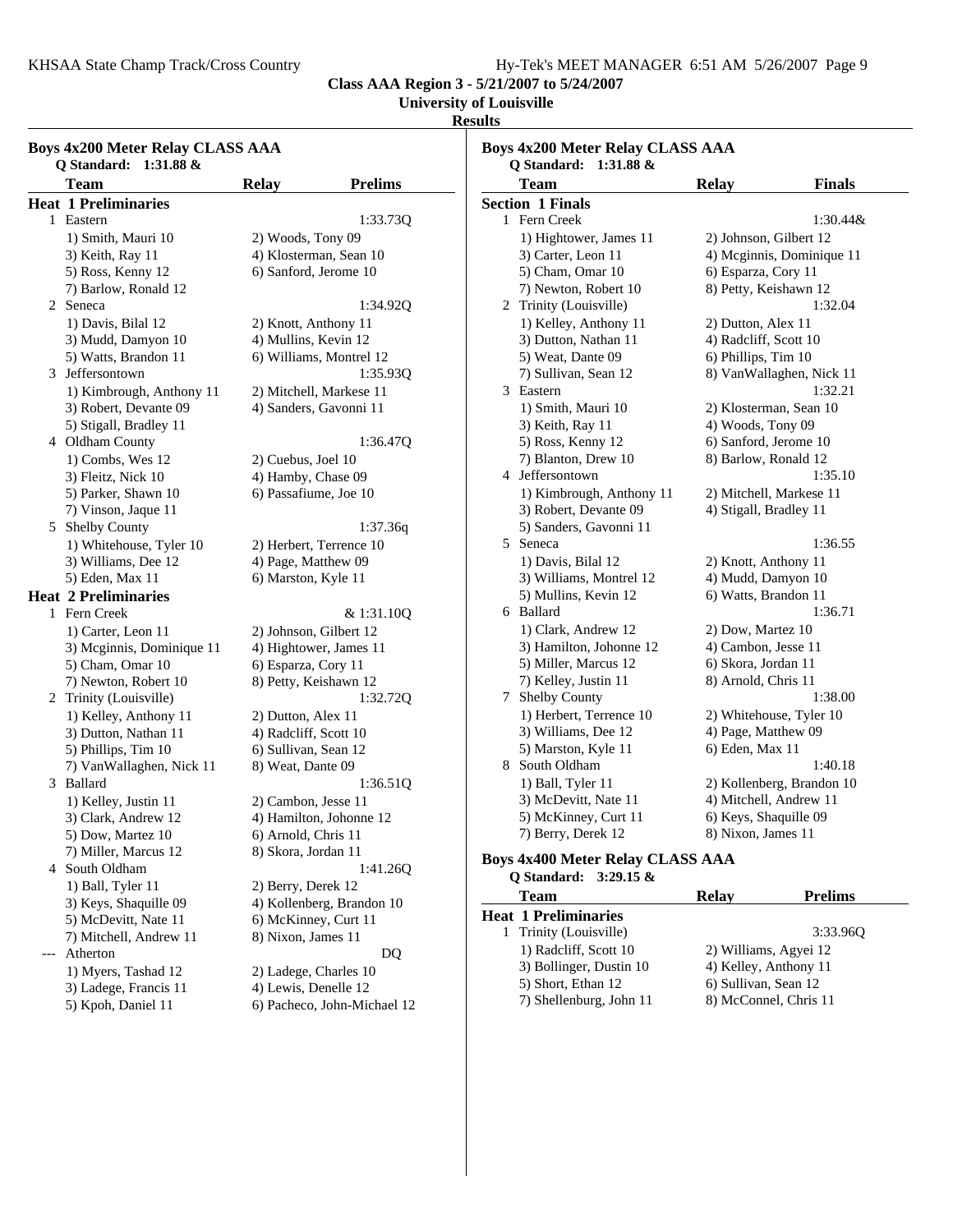KHSAA State Champ Track/Cross Country

**Class AAA Region 3 - 5/21/2007 to 5/24/2007**

**University of Louisville**

**Results**

### Boys 4x200 Meter Relay CLASS AAA

**Q Standard: 1:31.88 &**

| | Team | Relay | Prelims |
|---|---|---|---|
| **Heat 1 Preliminaries** | | | |
| 1 | Eastern | | 1:33.73Q |
| | 1) Smith, Mauri 10 | 2) Woods, Tony 09 | |
| | 3) Keith, Ray 11 | 4) Klosterman, Sean 10 | |
| | 5) Ross, Kenny 12 | 6) Sanford, Jerome 10 | |
| | 7) Barlow, Ronald 12 | | |
| 2 | Seneca | | 1:34.92Q |
| | 1) Davis, Bilal 12 | 2) Knott, Anthony 11 | |
| | 3) Mudd, Damyon 10 | 4) Mullins, Kevin 12 | |
| | 5) Watts, Brandon 11 | 6) Williams, Montrel 12 | |
| 3 | Jeffersontown | | 1:35.93Q |
| | 1) Kimbrough, Anthony 11 | 2) Mitchell, Markese 11 | |
| | 3) Robert, Devante 09 | 4) Sanders, Gavonni 11 | |
| | 5) Stigall, Bradley 11 | | |
| 4 | Oldham County | | 1:36.47Q |
| | 1) Combs, Wes 12 | 2) Cuebus, Joel 10 | |
| | 3) Fleitz, Nick 10 | 4) Hamby, Chase 09 | |
| | 5) Parker, Shawn 10 | 6) Passafiume, Joe 10 | |
| | 7) Vinson, Jaque 11 | | |
| 5 | Shelby County | | 1:37.36q |
| | 1) Whitehouse, Tyler 10 | 2) Herbert, Terrence 10 | |
| | 3) Williams, Dee 12 | 4) Page, Matthew 09 | |
| | 5) Eden, Max 11 | 6) Marston, Kyle 11 | |
| **Heat 2 Preliminaries** | | | |
| 1 | Fern Creek | | & 1:31.10Q |
| | 1) Carter, Leon 11 | 2) Johnson, Gilbert 12 | |
| | 3) Mcginnis, Dominique 11 | 4) Hightower, James 11 | |
| | 5) Cham, Omar 10 | 6) Esparza, Cory 11 | |
| | 7) Newton, Robert 10 | 8) Petty, Keishawn 12 | |
| 2 | Trinity (Louisville) | | 1:32.72Q |
| | 1) Kelley, Anthony 11 | 2) Dutton, Alex 11 | |
| | 3) Dutton, Nathan 11 | 4) Radcliff, Scott 10 | |
| | 5) Phillips, Tim 10 | 6) Sullivan, Sean 12 | |
| | 7) VanWallaghen, Nick 11 | 8) Weat, Dante 09 | |
| 3 | Ballard | | 1:36.51Q |
| | 1) Kelley, Justin 11 | 2) Cambon, Jesse 11 | |
| | 3) Clark, Andrew 12 | 4) Hamilton, Johonne 12 | |
| | 5) Dow, Martez 10 | 6) Arnold, Chris 11 | |
| | 7) Miller, Marcus 12 | 8) Skora, Jordan 11 | |
| 4 | South Oldham | | 1:41.26Q |
| | 1) Ball, Tyler 11 | 2) Berry, Derek 12 | |
| | 3) Keys, Shaquille 09 | 4) Kollenberg, Brandon 10 | |
| | 5) McDevitt, Nate 11 | 6) McKinney, Curt 11 | |
| | 7) Mitchell, Andrew 11 | 8) Nixon, James 11 | |
| --- | Atherton | | DQ |
| | 1) Myers, Tashad 12 | 2) Ladege, Charles 10 | |
| | 3) Ladege, Francis 11 | 4) Lewis, Denelle 12 | |
| | 5) Kpoh, Daniel 11 | 6) Pacheco, John-Michael 12 | |

### Boys 4x200 Meter Relay CLASS AAA

**Q Standard: 1:31.88 &**

| | Team | Relay | Finals |
|---|---|---|---|
| **Section 1 Finals** | | | |
| 1 | Fern Creek | | 1:30.44& |
| | 1) Hightower, James 11 | 2) Johnson, Gilbert 12 | |
| | 3) Carter, Leon 11 | 4) Mcginnis, Dominique 11 | |
| | 5) Cham, Omar 10 | 6) Esparza, Cory 11 | |
| | 7) Newton, Robert 10 | 8) Petty, Keishawn 12 | |
| 2 | Trinity (Louisville) | | 1:32.04 |
| | 1) Kelley, Anthony 11 | 2) Dutton, Alex 11 | |
| | 3) Dutton, Nathan 11 | 4) Radcliff, Scott 10 | |
| | 5) Weat, Dante 09 | 6) Phillips, Tim 10 | |
| | 7) Sullivan, Sean 12 | 8) VanWallaghen, Nick 11 | |
| 3 | Eastern | | 1:32.21 |
| | 1) Smith, Mauri 10 | 2) Klosterman, Sean 10 | |
| | 3) Keith, Ray 11 | 4) Woods, Tony 09 | |
| | 5) Ross, Kenny 12 | 6) Sanford, Jerome 10 | |
| | 7) Blanton, Drew 10 | 8) Barlow, Ronald 12 | |
| 4 | Jeffersontown | | 1:35.10 |
| | 1) Kimbrough, Anthony 11 | 2) Mitchell, Markese 11 | |
| | 3) Robert, Devante 09 | 4) Stigall, Bradley 11 | |
| | 5) Sanders, Gavonni 11 | | |
| 5 | Seneca | | 1:36.55 |
| | 1) Davis, Bilal 12 | 2) Knott, Anthony 11 | |
| | 3) Williams, Montrel 12 | 4) Mudd, Damyon 10 | |
| | 5) Mullins, Kevin 12 | 6) Watts, Brandon 11 | |
| 6 | Ballard | | 1:36.71 |
| | 1) Clark, Andrew 12 | 2) Dow, Martez 10 | |
| | 3) Hamilton, Johonne 12 | 4) Cambon, Jesse 11 | |
| | 5) Miller, Marcus 12 | 6) Skora, Jordan 11 | |
| | 7) Kelley, Justin 11 | 8) Arnold, Chris 11 | |
| 7 | Shelby County | | 1:38.00 |
| | 1) Herbert, Terrence 10 | 2) Whitehouse, Tyler 10 | |
| | 3) Williams, Dee 12 | 4) Page, Matthew 09 | |
| | 5) Marston, Kyle 11 | 6) Eden, Max 11 | |
| 8 | South Oldham | | 1:40.18 |
| | 1) Ball, Tyler 11 | 2) Kollenberg, Brandon 10 | |
| | 3) McDevitt, Nate 11 | 4) Mitchell, Andrew 11 | |
| | 5) McKinney, Curt 11 | 6) Keys, Shaquille 09 | |
| | 7) Berry, Derek 12 | 8) Nixon, James 11 | |

### Boys 4x400 Meter Relay CLASS AAA

**Q Standard: 3:29.15 &**

| | Team | Relay | Prelims |
|---|---|---|---|
| **Heat 1 Preliminaries** | | | |
| 1 | Trinity (Louisville) | | 3:33.96Q |
| | 1) Radcliff, Scott 10 | 2) Williams, Agyei 12 | |
| | 3) Bollinger, Dustin 10 | 4) Kelley, Anthony 11 | |
| | 5) Short, Ethan 12 | 6) Sullivan, Sean 12 | |
| | 7) Shellenburg, John 11 | 8) McConnel, Chris 11 | |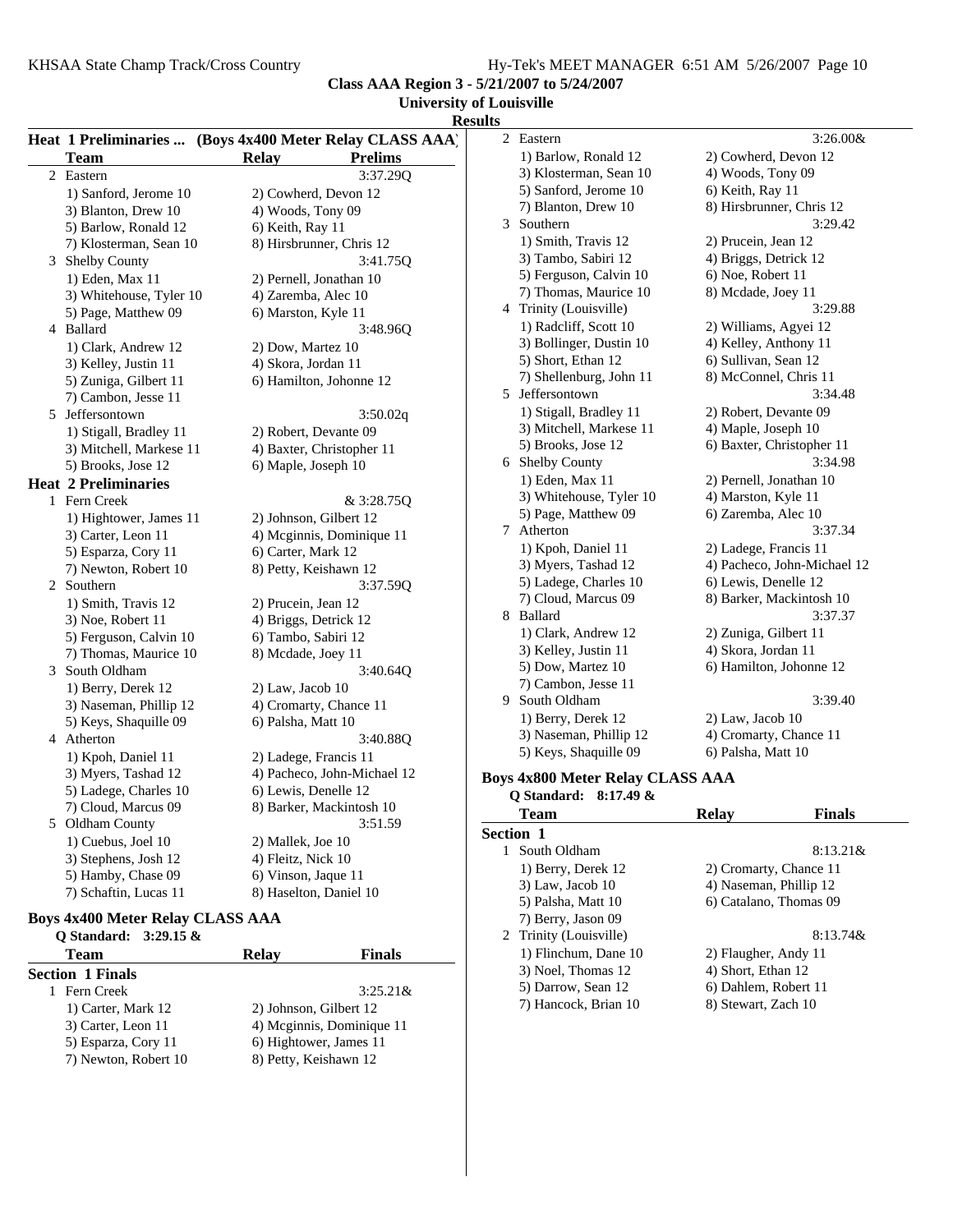**Class AAA Region 3 - 5/21/2007 to 5/24/2007**
**University of Louisville**
**Results**

### Heat 1 Preliminaries ... (Boys 4x400 Meter Relay CLASS AAA)

| | Team | Relay | Prelims |
|---|---|---|---|
| 2 | Eastern | | 3:37.29Q |
| | 1) Sanford, Jerome 10 | 2) Cowherd, Devon 12 | |
| | 3) Blanton, Drew 10 | 4) Woods, Tony 09 | |
| | 5) Barlow, Ronald 12 | 6) Keith, Ray 11 | |
| | 7) Klosterman, Sean 10 | 8) Hirsbrunner, Chris 12 | |
| 3 | Shelby County | | 3:41.75Q |
| | 1) Eden, Max 11 | 2) Pernell, Jonathan 10 | |
| | 3) Whitehouse, Tyler 10 | 4) Zaremba, Alec 10 | |
| | 5) Page, Matthew 09 | 6) Marston, Kyle 11 | |
| 4 | Ballard | | 3:48.96Q |
| | 1) Clark, Andrew 12 | 2) Dow, Martez 10 | |
| | 3) Kelley, Justin 11 | 4) Skora, Jordan 11 | |
| | 5) Zuniga, Gilbert 11 | 6) Hamilton, Johonne 12 | |
| | 7) Cambon, Jesse 11 | | |
| 5 | Jeffersontown | | 3:50.02q |
| | 1) Stigall, Bradley 11 | 2) Robert, Devante 09 | |
| | 3) Mitchell, Markese 11 | 4) Baxter, Christopher 11 | |
| | 5) Brooks, Jose 12 | 6) Maple, Joseph 10 | |

### Heat 2 Preliminaries

| | Team | Relay | Prelims |
|---|---|---|---|
| 1 | Fern Creek | | & 3:28.75Q |
| | 1) Hightower, James 11 | 2) Johnson, Gilbert 12 | |
| | 3) Carter, Leon 11 | 4) Mcginnis, Dominique 11 | |
| | 5) Esparza, Cory 11 | 6) Carter, Mark 12 | |
| | 7) Newton, Robert 10 | 8) Petty, Keishawn 12 | |
| 2 | Southern | | 3:37.59Q |
| | 1) Smith, Travis 12 | 2) Prucein, Jean 12 | |
| | 3) Noe, Robert 11 | 4) Briggs, Detrick 12 | |
| | 5) Ferguson, Calvin 10 | 6) Tambo, Sabiri 12 | |
| | 7) Thomas, Maurice 10 | 8) Mcdade, Joey 11 | |
| 3 | South Oldham | | 3:40.64Q |
| | 1) Berry, Derek 12 | 2) Law, Jacob 10 | |
| | 3) Naseman, Phillip 12 | 4) Cromarty, Chance 11 | |
| | 5) Keys, Shaquille 09 | 6) Palsha, Matt 10 | |
| 4 | Atherton | | 3:40.88Q |
| | 1) Kpoh, Daniel 11 | 2) Ladege, Francis 11 | |
| | 3) Myers, Tashad 12 | 4) Pacheco, John-Michael 12 | |
| | 5) Ladege, Charles 10 | 6) Lewis, Denelle 12 | |
| | 7) Cloud, Marcus 09 | 8) Barker, Mackintosh 10 | |
| 5 | Oldham County | | 3:51.59 |
| | 1) Cuebus, Joel 10 | 2) Mallek, Joe 10 | |
| | 3) Stephens, Josh 12 | 4) Fleitz, Nick 10 | |
| | 5) Hamby, Chase 09 | 6) Vinson, Jaque 11 | |
| | 7) Schaftin, Lucas 11 | 8) Haselton, Daniel 10 | |

## Boys 4x400 Meter Relay CLASS AAA

**Q Standard: 3:29.15 &**

### Section 1 Finals

| | Team | Relay | Finals |
|---|---|---|---|
| 1 | Fern Creek | | 3:25.21& |
| | 1) Carter, Mark 12 | 2) Johnson, Gilbert 12 | |
| | 3) Carter, Leon 11 | 4) Mcginnis, Dominique 11 | |
| | 5) Esparza, Cory 11 | 6) Hightower, James 11 | |
| | 7) Newton, Robert 10 | 8) Petty, Keishawn 12 | |
| 2 | Eastern | | 3:26.00& |
| | 1) Barlow, Ronald 12 | 2) Cowherd, Devon 12 | |
| | 3) Klosterman, Sean 10 | 4) Woods, Tony 09 | |
| | 5) Sanford, Jerome 10 | 6) Keith, Ray 11 | |
| | 7) Blanton, Drew 10 | 8) Hirsbrunner, Chris 12 | |
| 3 | Southern | | 3:29.42 |
| | 1) Smith, Travis 12 | 2) Prucein, Jean 12 | |
| | 3) Tambo, Sabiri 12 | 4) Briggs, Detrick 12 | |
| | 5) Ferguson, Calvin 10 | 6) Noe, Robert 11 | |
| | 7) Thomas, Maurice 10 | 8) Mcdade, Joey 11 | |
| 4 | Trinity (Louisville) | | 3:29.88 |
| | 1) Radcliff, Scott 10 | 2) Williams, Agyei 12 | |
| | 3) Bollinger, Dustin 10 | 4) Kelley, Anthony 11 | |
| | 5) Short, Ethan 12 | 6) Sullivan, Sean 12 | |
| | 7) Shellenburg, John 11 | 8) McConnel, Chris 11 | |
| 5 | Jeffersontown | | 3:34.48 |
| | 1) Stigall, Bradley 11 | 2) Robert, Devante 09 | |
| | 3) Mitchell, Markese 11 | 4) Maple, Joseph 10 | |
| | 5) Brooks, Jose 12 | 6) Baxter, Christopher 11 | |
| 6 | Shelby County | | 3:34.98 |
| | 1) Eden, Max 11 | 2) Pernell, Jonathan 10 | |
| | 3) Whitehouse, Tyler 10 | 4) Marston, Kyle 11 | |
| | 5) Page, Matthew 09 | 6) Zaremba, Alec 10 | |
| 7 | Atherton | | 3:37.34 |
| | 1) Kpoh, Daniel 11 | 2) Ladege, Francis 11 | |
| | 3) Myers, Tashad 12 | 4) Pacheco, John-Michael 12 | |
| | 5) Ladege, Charles 10 | 6) Lewis, Denelle 12 | |
| | 7) Cloud, Marcus 09 | 8) Barker, Mackintosh 10 | |
| 8 | Ballard | | 3:37.37 |
| | 1) Clark, Andrew 12 | 2) Zuniga, Gilbert 11 | |
| | 3) Kelley, Justin 11 | 4) Skora, Jordan 11 | |
| | 5) Dow, Martez 10 | 6) Hamilton, Johonne 12 | |
| | 7) Cambon, Jesse 11 | | |
| 9 | South Oldham | | 3:39.40 |
| | 1) Berry, Derek 12 | 2) Law, Jacob 10 | |
| | 3) Naseman, Phillip 12 | 4) Cromarty, Chance 11 | |
| | 5) Keys, Shaquille 09 | 6) Palsha, Matt 10 | |

## Boys 4x800 Meter Relay CLASS AAA

**Q Standard: 8:17.49 &**

### Section 1

| | Team | Relay | Finals |
|---|---|---|---|
| 1 | South Oldham | | 8:13.21& |
| | 1) Berry, Derek 12 | 2) Cromarty, Chance 11 | |
| | 3) Law, Jacob 10 | 4) Naseman, Phillip 12 | |
| | 5) Palsha, Matt 10 | 6) Catalano, Thomas 09 | |
| | 7) Berry, Jason 09 | | |
| 2 | Trinity (Louisville) | | 8:13.74& |
| | 1) Flinchum, Dane 10 | 2) Flaugher, Andy 11 | |
| | 3) Noel, Thomas 12 | 4) Short, Ethan 12 | |
| | 5) Darrow, Sean 12 | 6) Dahlem, Robert 11 | |
| | 7) Hancock, Brian 10 | 8) Stewart, Zach 10 | |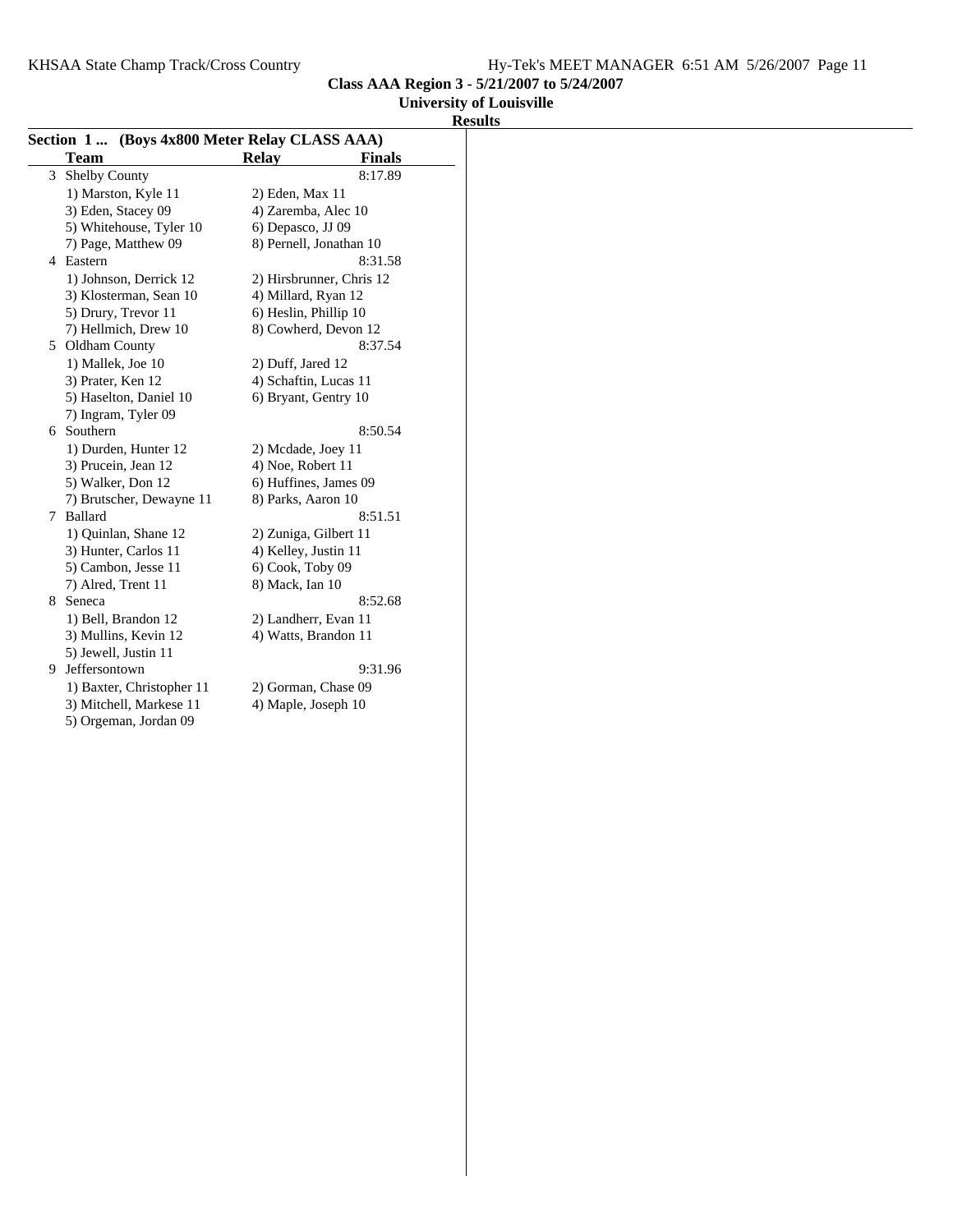**Class AAA Region 3 - 5/21/2007 to 5/24/2007**

**University of Louisville**

**Results**

**Section 1 ... (Boys 4x800 Meter Relay CLASS AAA)**

| | Team | Relay | Finals |
|---|---|---|---|
| 3 | Shelby County | | 8:17.89 |
| | 1) Marston, Kyle 11 | 2) Eden, Max 11 | |
| | 3) Eden, Stacey 09 | 4) Zaremba, Alec 10 | |
| | 5) Whitehouse, Tyler 10 | 6) Depasco, JJ 09 | |
| | 7) Page, Matthew 09 | 8) Pernell, Jonathan 10 | |
| 4 | Eastern | | 8:31.58 |
| | 1) Johnson, Derrick 12 | 2) Hirsbrunner, Chris 12 | |
| | 3) Klosterman, Sean 10 | 4) Millard, Ryan 12 | |
| | 5) Drury, Trevor 11 | 6) Heslin, Phillip 10 | |
| | 7) Hellmich, Drew 10 | 8) Cowherd, Devon 12 | |
| 5 | Oldham County | | 8:37.54 |
| | 1) Mallek, Joe 10 | 2) Duff, Jared 12 | |
| | 3) Prater, Ken 12 | 4) Schaftin, Lucas 11 | |
| | 5) Haselton, Daniel 10 | 6) Bryant, Gentry 10 | |
| | 7) Ingram, Tyler 09 | | |
| 6 | Southern | | 8:50.54 |
| | 1) Durden, Hunter 12 | 2) Mcdade, Joey 11 | |
| | 3) Prucein, Jean 12 | 4) Noe, Robert 11 | |
| | 5) Walker, Don 12 | 6) Huffines, James 09 | |
| | 7) Brutscher, Dewayne 11 | 8) Parks, Aaron 10 | |
| 7 | Ballard | | 8:51.51 |
| | 1) Quinlan, Shane 12 | 2) Zuniga, Gilbert 11 | |
| | 3) Hunter, Carlos 11 | 4) Kelley, Justin 11 | |
| | 5) Cambon, Jesse 11 | 6) Cook, Toby 09 | |
| | 7) Alred, Trent 11 | 8) Mack, Ian 10 | |
| 8 | Seneca | | 8:52.68 |
| | 1) Bell, Brandon 12 | 2) Landherr, Evan 11 | |
| | 3) Mullins, Kevin 12 | 4) Watts, Brandon 11 | |
| | 5) Jewell, Justin 11 | | |
| 9 | Jeffersontown | | 9:31.96 |
| | 1) Baxter, Christopher 11 | 2) Gorman, Chase 09 | |
| | 3) Mitchell, Markese 11 | 4) Maple, Joseph 10 | |
| | 5) Orgeman, Jordan 09 | | |